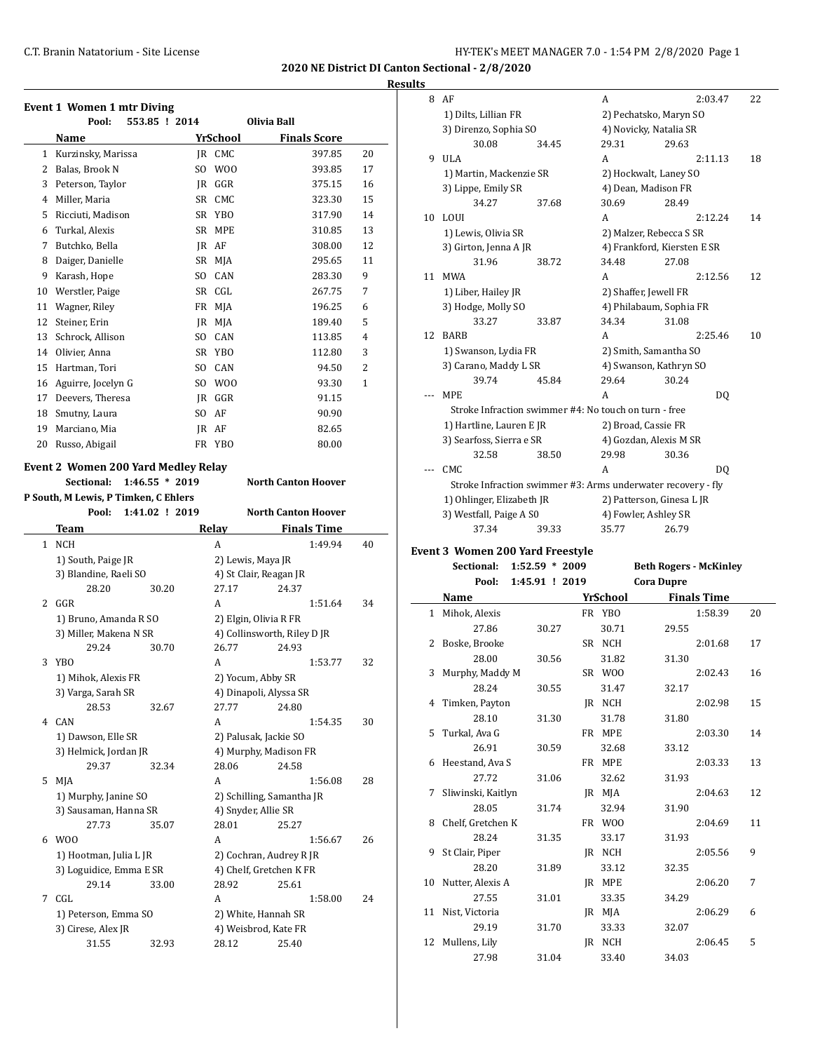**2020 NE District DI Canton Sectional - 2/8/2020**

**Results**

### Event 1 Women 1 mtr Diving

Pool: 553.85 ! 2014 Olivia Ball

| | Name | Yr | School | Finals Score | |
|---|---|---|---|---|---|
| 1 | Kurzinsky, Marissa | JR | CMC | 397.85 | 20 |
| 2 | Balas, Brook N | SO | WOO | 393.85 | 17 |
| 3 | Peterson, Taylor | JR | GGR | 375.15 | 16 |
| 4 | Miller, Maria | SR | CMC | 323.30 | 15 |
| 5 | Ricciuti, Madison | SR | YBO | 317.90 | 14 |
| 6 | Turkal, Alexis | SR | MPE | 310.85 | 13 |
| 7 | Butchko, Bella | JR | AF | 308.00 | 12 |
| 8 | Daiger, Danielle | SR | MJA | 295.65 | 11 |
| 9 | Karash, Hope | SO | CAN | 283.30 | 9 |
| 10 | Werstler, Paige | SR | CGL | 267.75 | 7 |
| 11 | Wagner, Riley | FR | MJA | 196.25 | 6 |
| 12 | Steiner, Erin | JR | MJA | 189.40 | 5 |
| 13 | Schrock, Allison | SO | CAN | 113.85 | 4 |
| 14 | Olivier, Anna | SR | YBO | 112.80 | 3 |
| 15 | Hartman, Tori | SO | CAN | 94.50 | 2 |
| 16 | Aguirre, Jocelyn G | SO | WOO | 93.30 | 1 |
| 17 | Deevers, Theresa | JR | GGR | 91.15 | |
| 18 | Smutny, Laura | SO | AF | 90.90 | |
| 19 | Marciano, Mia | JR | AF | 82.65 | |
| 20 | Russo, Abigail | FR | YBO | 80.00 | |

### Event 2 Women 200 Yard Medley Relay

Sectional: 1:46.55 * 2019 North Canton Hoover
P South, M Lewis, P Timken, C Ehlers
Pool: 1:41.02 ! 2019 North Canton Hoover

| | Team | Relay | Finals Time | |
|---|---|---|---|---|
| 1 | NCH | A | 1:49.94 | 40 |
| | 1) South, Paige JR | 2) Lewis, Maya JR | | |
| | 3) Blandine, Raeli SO | 4) St Clair, Reagan JR | | |
| | 28.20 30.20 | 27.17 24.37 | | |
| 2 | GGR | A | 1:51.64 | 34 |
| | 1) Bruno, Amanda R SO | 2) Elgin, Olivia R FR | | |
| | 3) Miller, Makena N SR | 4) Collinsworth, Riley D JR | | |
| | 29.24 30.70 | 26.77 24.93 | | |
| 3 | YBO | A | 1:53.77 | 32 |
| | 1) Mihok, Alexis FR | 2) Yocum, Abby SR | | |
| | 3) Varga, Sarah SR | 4) Dinapoli, Alyssa SR | | |
| | 28.53 32.67 | 27.77 24.80 | | |
| 4 | CAN | A | 1:54.35 | 30 |
| | 1) Dawson, Elle SR | 2) Palusak, Jackie SO | | |
| | 3) Helmick, Jordan JR | 4) Murphy, Madison FR | | |
| | 29.37 32.34 | 28.06 24.58 | | |
| 5 | MJA | A | 1:56.08 | 28 |
| | 1) Murphy, Janine SO | 2) Schilling, Samantha JR | | |
| | 3) Sausaman, Hanna SR | 4) Snyder, Allie SR | | |
| | 27.73 35.07 | 28.01 25.27 | | |
| 6 | WOO | A | 1:56.67 | 26 |
| | 1) Hootman, Julia L JR | 2) Cochran, Audrey R JR | | |
| | 3) Loguidice, Emma E SR | 4) Chelf, Gretchen K FR | | |
| | 29.14 33.00 | 28.92 25.61 | | |
| 7 | CGL | A | 1:58.00 | 24 |
| | 1) Peterson, Emma SO | 2) White, Hannah SR | | |
| | 3) Cirese, Alex JR | 4) Weisbrod, Kate FR | | |
| | 31.55 32.93 | 28.12 25.40 | | |
| 8 | AF | A | 2:03.47 | 22 |
| | 1) Dilts, Lillian FR | 2) Pechatsko, Maryn SO | | |
| | 3) Direnzo, Sophia SO | 4) Novicky, Natalia SR | | |
| | 30.08 34.45 | 29.31 29.63 | | |
| 9 | ULA | A | 2:11.13 | 18 |
| | 1) Martin, Mackenzie SR | 2) Hockwalt, Laney SO | | |
| | 3) Lippe, Emily SR | 4) Dean, Madison FR | | |
| | 34.27 37.68 | 30.69 28.49 | | |
| 10 | LOUI | A | 2:12.24 | 14 |
| | 1) Lewis, Olivia SR | 2) Malzer, Rebecca S SR | | |
| | 3) Girton, Jenna A JR | 4) Frankford, Kiersten E SR | | |
| | 31.96 38.72 | 34.48 27.08 | | |
| 11 | MWA | A | 2:12.56 | 12 |
| | 1) Liber, Hailey JR | 2) Shaffer, Jewell FR | | |
| | 3) Hodge, Molly SO | 4) Philabaum, Sophia FR | | |
| | 33.27 33.87 | 34.34 31.08 | | |
| 12 | BARB | A | 2:25.46 | 10 |
| | 1) Swanson, Lydia FR | 2) Smith, Samantha SO | | |
| | 3) Carano, Maddy L SR | 4) Swanson, Kathryn SO | | |
| | 39.74 45.84 | 29.64 30.24 | | |
| --- | MPE | A | DQ | |
| | Stroke Infraction swimmer #4: No touch on turn - free | | | |
| | 1) Hartline, Lauren E JR | 2) Broad, Cassie FR | | |
| | 3) Searfoss, Sierra e SR | 4) Gozdan, Alexis M SR | | |
| | 32.58 38.50 | 29.98 30.36 | | |
| --- | CMC | A | DQ | |
| | Stroke Infraction swimmer #3: Arms underwater recovery - fly | | | |
| | 1) Ohlinger, Elizabeth JR | 2) Patterson, Ginesa L JR | | |
| | 3) Westfall, Paige A SO | 4) Fowler, Ashley SR | | |
| | 37.34 39.33 | 35.77 26.79 | | |

### Event 3 Women 200 Yard Freestyle

Sectional: 1:52.59 * 2009 Beth Rogers - McKinley
Pool: 1:45.91 ! 2019 Cora Dupre

| | Name | Yr | School | Finals Time | |
|---|---|---|---|---|---|
| 1 | Mihok, Alexis | FR | YBO | 1:58.39 | 20 |
| | 27.86 30.27 | | 30.71 | 29.55 | |
| 2 | Boske, Brooke | SR | NCH | 2:01.68 | 17 |
| | 28.00 30.56 | | 31.82 | 31.30 | |
| 3 | Murphy, Maddy M | SR | WOO | 2:02.43 | 16 |
| | 28.24 30.55 | | 31.47 | 32.17 | |
| 4 | Timken, Payton | JR | NCH | 2:02.98 | 15 |
| | 28.10 31.30 | | 31.78 | 31.80 | |
| 5 | Turkal, Ava G | FR | MPE | 2:03.30 | 14 |
| | 26.91 30.59 | | 32.68 | 33.12 | |
| 6 | Heestand, Ava S | FR | MPE | 2:03.33 | 13 |
| | 27.72 31.06 | | 32.62 | 31.93 | |
| 7 | Sliwinski, Kaitlyn | JR | MJA | 2:04.63 | 12 |
| | 28.05 31.74 | | 32.94 | 31.90 | |
| 8 | Chelf, Gretchen K | FR | WOO | 2:04.69 | 11 |
| | 28.24 31.35 | | 33.17 | 31.93 | |
| 9 | St Clair, Piper | JR | NCH | 2:05.56 | 9 |
| | 28.20 31.89 | | 33.12 | 32.35 | |
| 10 | Nutter, Alexis A | JR | MPE | 2:06.20 | 7 |
| | 27.55 31.01 | | 33.35 | 34.29 | |
| 11 | Nist, Victoria | JR | MJA | 2:06.29 | 6 |
| | 29.19 31.70 | | 33.33 | 32.07 | |
| 12 | Mullens, Lily | JR | NCH | 2:06.45 | 5 |
| | 27.98 31.04 | | 33.40 | 34.03 | |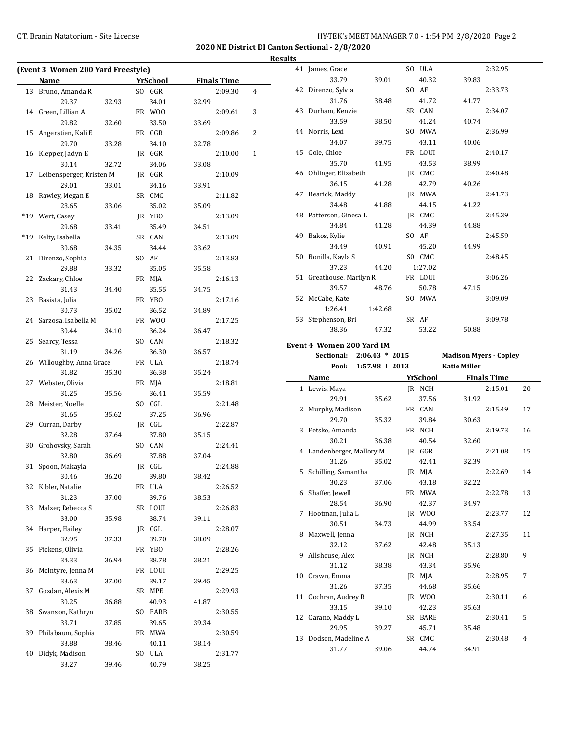**2020 NE District DI Canton Sectional - 2/8/2020**

**Results**

### (Event 3 Women 200 Yard Freestyle)

| | Name | Yr | School | Finals Time | Points |
|---|---|---|---|---|---|
| 13 | Bruno, Amanda R | SO | GGR | 2:09.30 | 4 |
| | 29.37 32.93 34.01 32.99 | | | | |
| 14 | Green, Lillian A | FR | WOO | 2:09.61 | 3 |
| | 29.82 32.60 33.50 33.69 | | | | |
| 15 | Angerstien, Kali E | FR | GGR | 2:09.86 | 2 |
| | 29.70 33.28 34.10 32.78 | | | | |
| 16 | Klepper, Jadyn E | JR | GGR | 2:10.00 | 1 |
| | 30.14 32.72 34.06 33.08 | | | | |
| 17 | Leibensperger, Kristen M | JR | GGR | 2:10.09 | |
| | 29.01 33.01 34.16 33.91 | | | | |
| 18 | Rawley, Megan E | SR | CMC | 2:11.82 | |
| | 28.65 33.06 35.02 35.09 | | | | |
| *19 | Wert, Casey | JR | YBO | 2:13.09 | |
| | 29.68 33.41 35.49 34.51 | | | | |
| *19 | Kelty, Isabella | SR | CAN | 2:13.09 | |
| | 30.68 34.35 34.44 33.62 | | | | |
| 21 | Direnzo, Sophia | SO | AF | 2:13.83 | |
| | 29.88 33.32 35.05 35.58 | | | | |
| 22 | Zackary, Chloe | FR | MJA | 2:16.13 | |
| | 31.43 34.40 35.55 34.75 | | | | |
| 23 | Basista, Julia | FR | YBO | 2:17.16 | |
| | 30.73 35.02 36.52 34.89 | | | | |
| 24 | Sarzosa, Isabella M | FR | WOO | 2:17.25 | |
| | 30.44 34.10 36.24 36.47 | | | | |
| 25 | Searcy, Tessa | SO | CAN | 2:18.32 | |
| | 31.19 34.26 36.30 36.57 | | | | |
| 26 | Willoughby, Anna Grace | FR | ULA | 2:18.74 | |
| | 31.82 35.30 36.38 35.24 | | | | |
| 27 | Webster, Olivia | FR | MJA | 2:18.81 | |
| | 31.25 35.56 36.41 35.59 | | | | |
| 28 | Meister, Noelle | SO | CGL | 2:21.48 | |
| | 31.65 35.62 37.25 36.96 | | | | |
| 29 | Curran, Darby | JR | CGL | 2:22.87 | |
| | 32.28 37.64 37.80 35.15 | | | | |
| 30 | Grohovsky, Sarah | SO | CAN | 2:24.41 | |
| | 32.80 36.69 37.88 37.04 | | | | |
| 31 | Spoon, Makayla | JR | CGL | 2:24.88 | |
| | 30.46 36.20 39.80 38.42 | | | | |
| 32 | Kibler, Natalie | FR | ULA | 2:26.52 | |
| | 31.23 37.00 39.76 38.53 | | | | |
| 33 | Malzer, Rebecca S | SR | LOUI | 2:26.83 | |
| | 33.00 35.98 38.74 39.11 | | | | |
| 34 | Harper, Hailey | JR | CGL | 2:28.07 | |
| | 32.95 37.33 39.70 38.09 | | | | |
| 35 | Pickens, Olivia | FR | YBO | 2:28.26 | |
| | 34.33 36.94 38.78 38.21 | | | | |
| 36 | McIntyre, Jenna M | FR | LOUI | 2:29.25 | |
| | 33.63 37.00 39.17 39.45 | | | | |
| 37 | Gozdan, Alexis M | SR | MPE | 2:29.93 | |
| | 30.25 36.88 40.93 41.87 | | | | |
| 38 | Swanson, Kathryn | SO | BARB | 2:30.55 | |
| | 33.71 37.85 39.65 39.34 | | | | |
| 39 | Philabaum, Sophia | FR | MWA | 2:30.59 | |
| | 33.88 38.46 40.11 38.14 | | | | |
| 40 | Didyk, Madison | SO | ULA | 2:31.77 | |
| | 33.27 39.46 40.79 38.25 | | | | |
| 41 | James, Grace | SO | ULA | 2:32.95 | |
| | 33.79 39.01 40.32 39.83 | | | | |
| 42 | Direnzo, Sylvia | SO | AF | 2:33.73 | |
| | 31.76 38.48 41.72 41.77 | | | | |
| 43 | Durham, Kenzie | SR | CAN | 2:34.07 | |
| | 33.59 38.50 41.24 40.74 | | | | |
| 44 | Norris, Lexi | SO | MWA | 2:36.99 | |
| | 34.07 39.75 43.11 40.06 | | | | |
| 45 | Cole, Chloe | FR | LOUI | 2:40.17 | |
| | 35.70 41.95 43.53 38.99 | | | | |
| 46 | Ohlinger, Elizabeth | JR | CMC | 2:40.48 | |
| | 36.15 41.28 42.79 40.26 | | | | |
| 47 | Rearick, Maddy | JR | MWA | 2:41.73 | |
| | 34.48 41.88 44.15 41.22 | | | | |
| 48 | Patterson, Ginesa L | JR | CMC | 2:45.39 | |
| | 34.84 41.28 44.39 44.88 | | | | |
| 49 | Bakos, Kylie | SO | AF | 2:45.59 | |
| | 34.49 40.91 45.20 44.99 | | | | |
| 50 | Bonilla, Kayla S | SO | CMC | 2:48.45 | |
| | 37.23 44.20 1:27.02 | | | | |
| 51 | Greathouse, Marilyn R | FR | LOUI | 3:06.26 | |
| | 39.57 48.76 50.78 47.15 | | | | |
| 52 | McCabe, Kate | SO | MWA | 3:09.09 | |
| | 1:26.41 1:42.68 | | | | |
| 53 | Stephenson, Bri | SR | AF | 3:09.78 | |
| | 38.36 47.32 53.22 50.88 | | | | |

### Event 4 Women 200 Yard IM

Sectional: 2:06.43 * 2015 Madison Myers - Copley

Pool: 1:57.98 ! 2013 Katie Miller

| | Name | Yr | School | Finals Time | Points |
|---|---|---|---|---|---|
| 1 | Lewis, Maya | JR | NCH | 2:15.01 | 20 |
| | 29.91 35.62 37.56 31.92 | | | | |
| 2 | Murphy, Madison | FR | CAN | 2:15.49 | 17 |
| | 29.70 35.32 39.84 30.63 | | | | |
| 3 | Fetsko, Amanda | FR | NCH | 2:19.73 | 16 |
| | 30.21 36.38 40.54 32.60 | | | | |
| 4 | Landenberger, Mallory M | JR | GGR | 2:21.08 | 15 |
| | 31.26 35.02 42.41 32.39 | | | | |
| 5 | Schilling, Samantha | JR | MJA | 2:22.69 | 14 |
| | 30.23 37.06 43.18 32.22 | | | | |
| 6 | Shaffer, Jewell | FR | MWA | 2:22.78 | 13 |
| | 28.54 36.90 42.37 34.97 | | | | |
| 7 | Hootman, Julia L | JR | WOO | 2:23.77 | 12 |
| | 30.51 34.73 44.99 33.54 | | | | |
| 8 | Maxwell, Jenna | JR | NCH | 2:27.35 | 11 |
| | 32.12 37.62 42.48 35.13 | | | | |
| 9 | Allshouse, Alex | JR | NCH | 2:28.80 | 9 |
| | 31.12 38.38 43.34 35.96 | | | | |
| 10 | Crawn, Emma | JR | MJA | 2:28.95 | 7 |
| | 31.26 37.35 44.68 35.66 | | | | |
| 11 | Cochran, Audrey R | JR | WOO | 2:30.11 | 6 |
| | 33.15 39.10 42.23 35.63 | | | | |
| 12 | Carano, Maddy L | SR | BARB | 2:30.41 | 5 |
| | 29.95 39.27 45.71 35.48 | | | | |
| 13 | Dodson, Madeline A | SR | CMC | 2:30.48 | 4 |
| | 31.77 39.06 44.74 34.91 | | | | |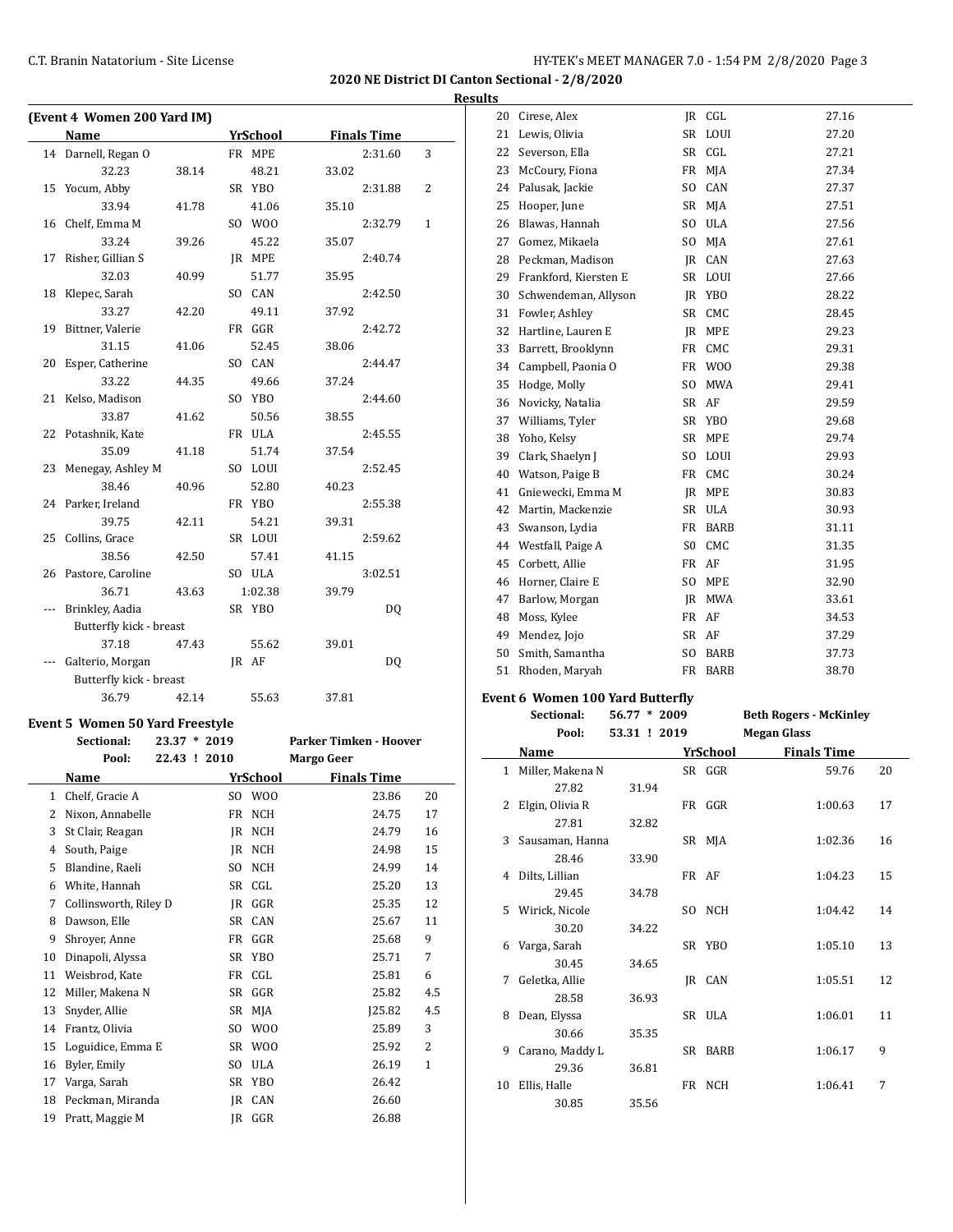**2020 NE District DI Canton Sectional - 2/8/2020**

**Results**

### (Event 4 Women 200 Yard IM)

| | Name | Yr | School | Finals Time | |
|---|---|---|---|---|---|
| 14 | Darnell, Regan O | FR | MPE | 2:31.60 | 3 |
| | 32.23 | 38.14 | 48.21 | 33.02 | |
| 15 | Yocum, Abby | SR | YBO | 2:31.88 | 2 |
| | 33.94 | 41.78 | 41.06 | 35.10 | |
| 16 | Chelf, Emma M | SO | WOO | 2:32.79 | 1 |
| | 33.24 | 39.26 | 45.22 | 35.07 | |
| 17 | Risher, Gillian S | JR | MPE | 2:40.74 | |
| | 32.03 | 40.99 | 51.77 | 35.95 | |
| 18 | Klepec, Sarah | SO | CAN | 2:42.50 | |
| | 33.27 | 42.20 | 49.11 | 37.92 | |
| 19 | Bittner, Valerie | FR | GGR | 2:42.72 | |
| | 31.15 | 41.06 | 52.45 | 38.06 | |
| 20 | Esper, Catherine | SO | CAN | 2:44.47 | |
| | 33.22 | 44.35 | 49.66 | 37.24 | |
| 21 | Kelso, Madison | SO | YBO | 2:44.60 | |
| | 33.87 | 41.62 | 50.56 | 38.55 | |
| 22 | Potashnik, Kate | FR | ULA | 2:45.55 | |
| | 35.09 | 41.18 | 51.74 | 37.54 | |
| 23 | Menegay, Ashley M | SO | LOUI | 2:52.45 | |
| | 38.46 | 40.96 | 52.80 | 40.23 | |
| 24 | Parker, Ireland | FR | YBO | 2:55.38 | |
| | 39.75 | 42.11 | 54.21 | 39.31 | |
| 25 | Collins, Grace | SR | LOUI | 2:59.62 | |
| | 38.56 | 42.50 | 57.41 | 41.15 | |
| 26 | Pastore, Caroline | SO | ULA | 3:02.51 | |
| | 36.71 | 43.63 | 1:02.38 | 39.79 | |
| --- | Brinkley, Aadia | SR | YBO | DQ | |
| | Butterfly kick - breast | | | | |
| | 37.18 | 47.43 | 55.62 | 39.01 | |
| --- | Galterio, Morgan | JR | AF | DQ | |
| | Butterfly kick - breast | | | | |
| | 36.79 | 42.14 | 55.63 | 37.81 | |

### Event 5 Women 50 Yard Freestyle

Sectional: 23.37 * 2019 Parker Timken - Hoover
Pool: 22.43 ! 2010 Margo Geer

| | Name | Yr | School | Finals Time | |
|---|---|---|---|---|---|
| 1 | Chelf, Gracie A | SO | WOO | 23.86 | 20 |
| 2 | Nixon, Annabelle | FR | NCH | 24.75 | 17 |
| 3 | St Clair, Reagan | JR | NCH | 24.79 | 16 |
| 4 | South, Paige | JR | NCH | 24.98 | 15 |
| 5 | Blandine, Raeli | SO | NCH | 24.99 | 14 |
| 6 | White, Hannah | SR | CGL | 25.20 | 13 |
| 7 | Collinsworth, Riley D | JR | GGR | 25.35 | 12 |
| 8 | Dawson, Elle | SR | CAN | 25.67 | 11 |
| 9 | Shroyer, Anne | FR | GGR | 25.68 | 9 |
| 10 | Dinapoli, Alyssa | SR | YBO | 25.71 | 7 |
| 11 | Weisbrod, Kate | FR | CGL | 25.81 | 6 |
| 12 | Miller, Makena N | SR | GGR | 25.82 | 4.5 |
| 13 | Snyder, Allie | SR | MJA | J25.82 | 4.5 |
| 14 | Frantz, Olivia | SO | WOO | 25.89 | 3 |
| 15 | Loguidice, Emma E | SR | WOO | 25.92 | 2 |
| 16 | Byler, Emily | SO | ULA | 26.19 | 1 |
| 17 | Varga, Sarah | SR | YBO | 26.42 | |
| 18 | Peckman, Miranda | JR | CAN | 26.60 | |
| 19 | Pratt, Maggie M | JR | GGR | 26.88 | |
| 20 | Cirese, Alex | JR | CGL | 27.16 | |
| 21 | Lewis, Olivia | SR | LOUI | 27.20 | |
| 22 | Severson, Ella | SR | CGL | 27.21 | |
| 23 | McCoury, Fiona | FR | MJA | 27.34 | |
| 24 | Palusak, Jackie | SO | CAN | 27.37 | |
| 25 | Hooper, June | SR | MJA | 27.51 | |
| 26 | Blawas, Hannah | SO | ULA | 27.56 | |
| 27 | Gomez, Mikaela | SO | MJA | 27.61 | |
| 28 | Peckman, Madison | JR | CAN | 27.63 | |
| 29 | Frankford, Kiersten E | SR | LOUI | 27.66 | |
| 30 | Schwendeman, Allyson | JR | YBO | 28.22 | |
| 31 | Fowler, Ashley | SR | CMC | 28.45 | |
| 32 | Hartline, Lauren E | JR | MPE | 29.23 | |
| 33 | Barrett, Brooklynn | FR | CMC | 29.31 | |
| 34 | Campbell, Paonia O | FR | WOO | 29.38 | |
| 35 | Hodge, Molly | SO | MWA | 29.41 | |
| 36 | Novicky, Natalia | SR | AF | 29.59 | |
| 37 | Williams, Tyler | SR | YBO | 29.68 | |
| 38 | Yoho, Kelsy | SR | MPE | 29.74 | |
| 39 | Clark, Shaelyn J | SO | LOUI | 29.93 | |
| 40 | Watson, Paige B | FR | CMC | 30.24 | |
| 41 | Gniewecki, Emma M | JR | MPE | 30.83 | |
| 42 | Martin, Mackenzie | SR | ULA | 30.93 | |
| 43 | Swanson, Lydia | FR | BARB | 31.11 | |
| 44 | Westfall, Paige A | SO | CMC | 31.35 | |
| 45 | Corbett, Allie | FR | AF | 31.95 | |
| 46 | Horner, Claire E | SO | MPE | 32.90 | |
| 47 | Barlow, Morgan | JR | MWA | 33.61 | |
| 48 | Moss, Kylee | FR | AF | 34.53 | |
| 49 | Mendez, Jojo | SR | AF | 37.29 | |
| 50 | Smith, Samantha | SO | BARB | 37.73 | |
| 51 | Rhoden, Maryah | FR | BARB | 38.70 | |

### Event 6 Women 100 Yard Butterfly

Sectional: 56.77 * 2009 Beth Rogers - McKinley
Pool: 53.31 ! 2019 Megan Glass

| | Name | Yr | School | Finals Time | |
|---|---|---|---|---|---|
| 1 | Miller, Makena N | SR | GGR | 59.76 | 20 |
| | 27.82 | 31.94 | | | |
| 2 | Elgin, Olivia R | FR | GGR | 1:00.63 | 17 |
| | 27.81 | 32.82 | | | |
| 3 | Sausaman, Hanna | SR | MJA | 1:02.36 | 16 |
| | 28.46 | 33.90 | | | |
| 4 | Dilts, Lillian | FR | AF | 1:04.23 | 15 |
| | 29.45 | 34.78 | | | |
| 5 | Wirick, Nicole | SO | NCH | 1:04.42 | 14 |
| | 30.20 | 34.22 | | | |
| 6 | Varga, Sarah | SR | YBO | 1:05.10 | 13 |
| | 30.45 | 34.65 | | | |
| 7 | Geletka, Allie | JR | CAN | 1:05.51 | 12 |
| | 28.58 | 36.93 | | | |
| 8 | Dean, Elyssa | SR | ULA | 1:06.01 | 11 |
| | 30.66 | 35.35 | | | |
| 9 | Carano, Maddy L | SR | BARB | 1:06.17 | 9 |
| | 29.36 | 36.81 | | | |
| 10 | Ellis, Halle | FR | NCH | 1:06.41 | 7 |
| | 30.85 | 35.56 | | | |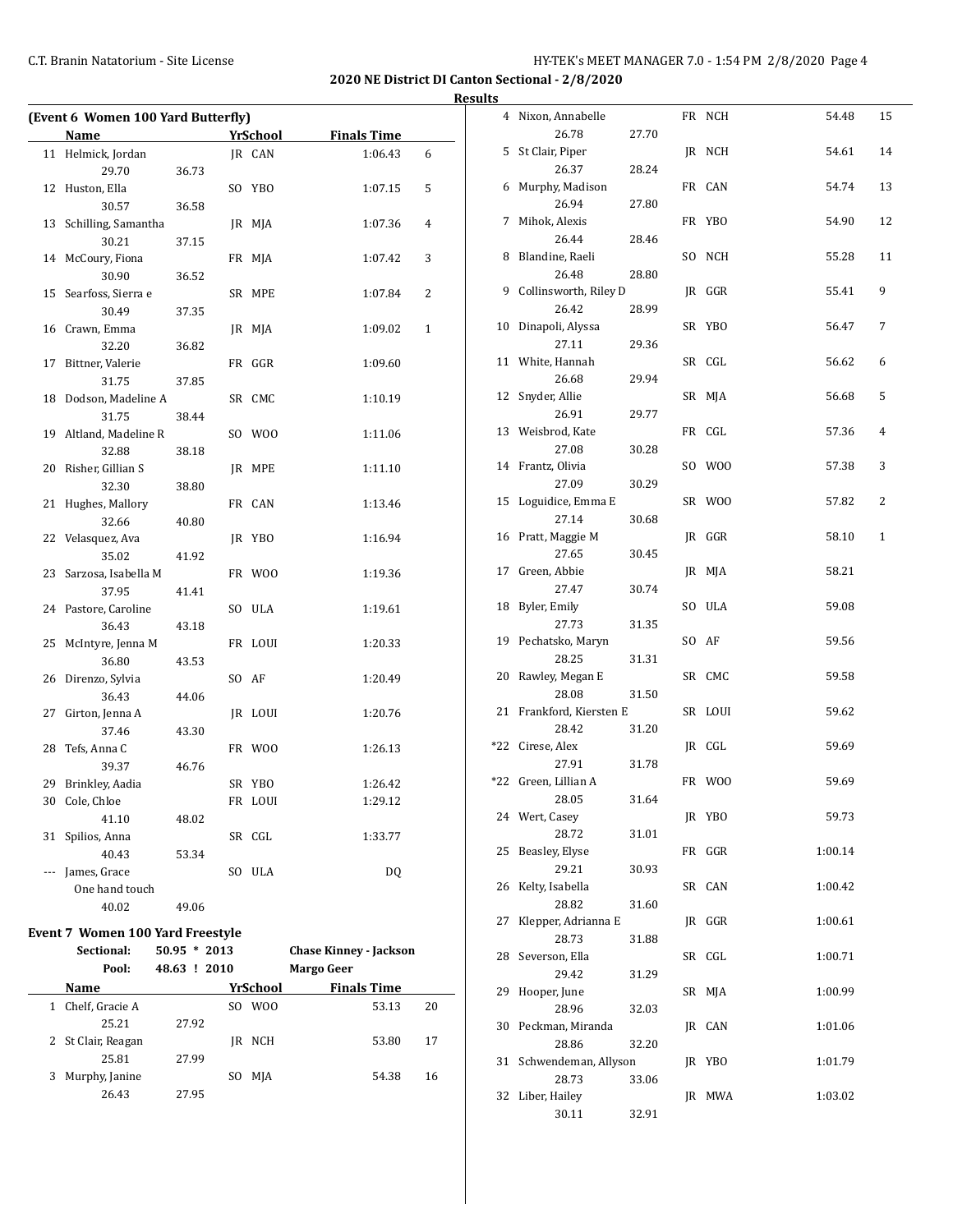## 2020 NE District DI Canton Sectional - 2/8/2020

### Results

**(Event 6 Women 100 Yard Butterfly)**

| | Name | Yr | School | Finals Time | Points |
|---|---|---|---|---|---|
| 11 | Helmick, Jordan | JR | CAN | 1:06.43 | 6 |
| | 29.70 36.73 | | | | |
| 12 | Huston, Ella | SO | YBO | 1:07.15 | 5 |
| | 30.57 36.58 | | | | |
| 13 | Schilling, Samantha | JR | MJA | 1:07.36 | 4 |
| | 30.21 37.15 | | | | |
| 14 | McCoury, Fiona | FR | MJA | 1:07.42 | 3 |
| | 30.90 36.52 | | | | |
| 15 | Searfoss, Sierra e | SR | MPE | 1:07.84 | 2 |
| | 30.49 37.35 | | | | |
| 16 | Crawn, Emma | JR | MJA | 1:09.02 | 1 |
| | 32.20 36.82 | | | | |
| 17 | Bittner, Valerie | FR | GGR | 1:09.60 | |
| | 31.75 37.85 | | | | |
| 18 | Dodson, Madeline A | SR | CMC | 1:10.19 | |
| | 31.75 38.44 | | | | |
| 19 | Altland, Madeline R | SO | WOO | 1:11.06 | |
| | 32.88 38.18 | | | | |
| 20 | Risher, Gillian S | JR | MPE | 1:11.10 | |
| | 32.30 38.80 | | | | |
| 21 | Hughes, Mallory | FR | CAN | 1:13.46 | |
| | 32.66 40.80 | | | | |
| 22 | Velasquez, Ava | JR | YBO | 1:16.94 | |
| | 35.02 41.92 | | | | |
| 23 | Sarzosa, Isabella M | FR | WOO | 1:19.36 | |
| | 37.95 41.41 | | | | |
| 24 | Pastore, Caroline | SO | ULA | 1:19.61 | |
| | 36.43 43.18 | | | | |
| 25 | McIntyre, Jenna M | FR | LOUI | 1:20.33 | |
| | 36.80 43.53 | | | | |
| 26 | Direnzo, Sylvia | SO | AF | 1:20.49 | |
| | 36.43 44.06 | | | | |
| 27 | Girton, Jenna A | JR | LOUI | 1:20.76 | |
| | 37.46 43.30 | | | | |
| 28 | Tefs, Anna C | FR | WOO | 1:26.13 | |
| | 39.37 46.76 | | | | |
| 29 | Brinkley, Aadia | SR | YBO | 1:26.42 | |
| 30 | Cole, Chloe | FR | LOUI | 1:29.12 | |
| | 41.10 48.02 | | | | |
| 31 | Spilios, Anna | SR | CGL | 1:33.77 | |
| | 40.43 53.34 | | | | |
| --- | James, Grace | SO | ULA | DQ | |
| | One hand touch | | | | |
| | 40.02 49.06 | | | | |

**Event 7 Women 100 Yard Freestyle**

Sectional: 50.95 * 2013 Chase Kinney - Jackson
Pool: 48.63 ! 2010 Margo Geer

| | Name | Yr | School | Finals Time | Points |
|---|---|---|---|---|---|
| 1 | Chelf, Gracie A | SO | WOO | 53.13 | 20 |
| | 25.21 27.92 | | | | |
| 2 | St Clair, Reagan | JR | NCH | 53.80 | 17 |
| | 25.81 27.99 | | | | |
| 3 | Murphy, Janine | SO | MJA | 54.38 | 16 |
| | 26.43 27.95 | | | | |
| 4 | Nixon, Annabelle | FR | NCH | 54.48 | 15 |
| | 26.78 27.70 | | | | |
| 5 | St Clair, Piper | JR | NCH | 54.61 | 14 |
| | 26.37 28.24 | | | | |
| 6 | Murphy, Madison | FR | CAN | 54.74 | 13 |
| | 26.94 27.80 | | | | |
| 7 | Mihok, Alexis | FR | YBO | 54.90 | 12 |
| | 26.44 28.46 | | | | |
| 8 | Blandine, Raeli | SO | NCH | 55.28 | 11 |
| | 26.48 28.80 | | | | |
| 9 | Collinsworth, Riley D | JR | GGR | 55.41 | 9 |
| | 26.42 28.99 | | | | |
| 10 | Dinapoli, Alyssa | SR | YBO | 56.47 | 7 |
| | 27.11 29.36 | | | | |
| 11 | White, Hannah | SR | CGL | 56.62 | 6 |
| | 26.68 29.94 | | | | |
| 12 | Snyder, Allie | SR | MJA | 56.68 | 5 |
| | 26.91 29.77 | | | | |
| 13 | Weisbrod, Kate | FR | CGL | 57.36 | 4 |
| | 27.08 30.28 | | | | |
| 14 | Frantz, Olivia | SO | WOO | 57.38 | 3 |
| | 27.09 30.29 | | | | |
| 15 | Loguidice, Emma E | SR | WOO | 57.82 | 2 |
| | 27.14 30.68 | | | | |
| 16 | Pratt, Maggie M | JR | GGR | 58.10 | 1 |
| | 27.65 30.45 | | | | |
| 17 | Green, Abbie | JR | MJA | 58.21 | |
| | 27.47 30.74 | | | | |
| 18 | Byler, Emily | SO | ULA | 59.08 | |
| | 27.73 31.35 | | | | |
| 19 | Pechatsko, Maryn | SO | AF | 59.56 | |
| | 28.25 31.31 | | | | |
| 20 | Rawley, Megan E | SR | CMC | 59.58 | |
| | 28.08 31.50 | | | | |
| 21 | Frankford, Kiersten E | SR | LOUI | 59.62 | |
| | 28.42 31.20 | | | | |
| *22 | Cirese, Alex | JR | CGL | 59.69 | |
| | 27.91 31.78 | | | | |
| *22 | Green, Lillian A | FR | WOO | 59.69 | |
| | 28.05 31.64 | | | | |
| 24 | Wert, Casey | JR | YBO | 59.73 | |
| | 28.72 31.01 | | | | |
| 25 | Beasley, Elyse | FR | GGR | 1:00.14 | |
| | 29.21 30.93 | | | | |
| 26 | Kelty, Isabella | SR | CAN | 1:00.42 | |
| | 28.82 31.60 | | | | |
| 27 | Klepper, Adrianna E | JR | GGR | 1:00.61 | |
| | 28.73 31.88 | | | | |
| 28 | Severson, Ella | SR | CGL | 1:00.71 | |
| | 29.42 31.29 | | | | |
| 29 | Hooper, June | SR | MJA | 1:00.99 | |
| | 28.96 32.03 | | | | |
| 30 | Peckman, Miranda | JR | CAN | 1:01.06 | |
| | 28.86 32.20 | | | | |
| 31 | Schwendeman, Allyson | JR | YBO | 1:01.79 | |
| | 28.73 33.06 | | | | |
| 32 | Liber, Hailey | JR | MWA | 1:03.02 | |
| | 30.11 32.91 | | | | |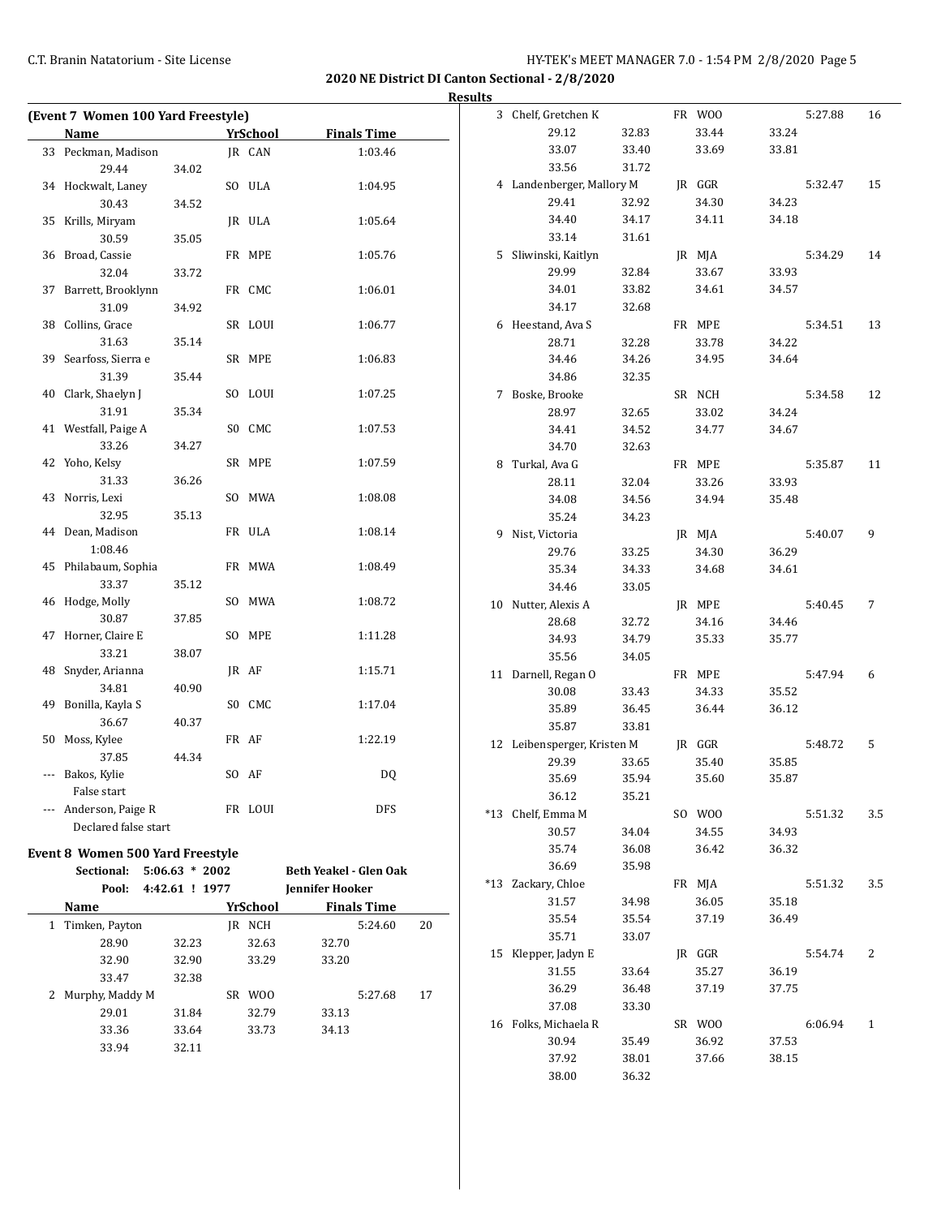**2020 NE District DI Canton Sectional - 2/8/2020**

**Results**

### (Event 7 Women 100 Yard Freestyle)

| | Name | | Yr | School | Finals Time |
|---|---|---|---|---|---|
| 33 | Peckman, Madison | | JR | CAN | 1:03.46 |
| | 29.44 | 34.02 | | | |
| 34 | Hockwalt, Laney | | SO | ULA | 1:04.95 |
| | 30.43 | 34.52 | | | |
| 35 | Krills, Miryam | | JR | ULA | 1:05.64 |
| | 30.59 | 35.05 | | | |
| 36 | Broad, Cassie | | FR | MPE | 1:05.76 |
| | 32.04 | 33.72 | | | |
| 37 | Barrett, Brooklynn | | FR | CMC | 1:06.01 |
| | 31.09 | 34.92 | | | |
| 38 | Collins, Grace | | SR | LOUI | 1:06.77 |
| | 31.63 | 35.14 | | | |
| 39 | Searfoss, Sierra e | | SR | MPE | 1:06.83 |
| | 31.39 | 35.44 | | | |
| 40 | Clark, Shaelyn J | | SO | LOUI | 1:07.25 |
| | 31.91 | 35.34 | | | |
| 41 | Westfall, Paige A | | SO | CMC | 1:07.53 |
| | 33.26 | 34.27 | | | |
| 42 | Yoho, Kelsy | | SR | MPE | 1:07.59 |
| | 31.33 | 36.26 | | | |
| 43 | Norris, Lexi | | SO | MWA | 1:08.08 |
| | 32.95 | 35.13 | | | |
| 44 | Dean, Madison | | FR | ULA | 1:08.14 |
| | 1:08.46 | | | | |
| 45 | Philabaum, Sophia | | FR | MWA | 1:08.49 |
| | 33.37 | 35.12 | | | |
| 46 | Hodge, Molly | | SO | MWA | 1:08.72 |
| | 30.87 | 37.85 | | | |
| 47 | Horner, Claire E | | SO | MPE | 1:11.28 |
| | 33.21 | 38.07 | | | |
| 48 | Snyder, Arianna | | JR | AF | 1:15.71 |
| | 34.81 | 40.90 | | | |
| 49 | Bonilla, Kayla S | | SO | CMC | 1:17.04 |
| | 36.67 | 40.37 | | | |
| 50 | Moss, Kylee | | FR | AF | 1:22.19 |
| | 37.85 | 44.34 | | | |
| --- | Bakos, Kylie | | SO | AF | DQ |
| | False start | | | | |
| --- | Anderson, Paige R | | FR | LOUI | DFS |
| | Declared false start | | | | |

### Event 8 Women 500 Yard Freestyle

Sectional: 5:06.63 * 2002 — Beth Yeakel - Glen Oak
Pool: 4:42.61 ! 1977 — Jennifer Hooker

| | Name | | Yr | School | Finals Time | Points |
|---|---|---|---|---|---|---|
| 1 | Timken, Payton | | JR | NCH | 5:24.60 | 20 |
| | 28.90 | 32.23 | 32.63 | 32.70 | | |
| | 32.90 | 32.90 | 33.29 | 33.20 | | |
| | 33.47 | 32.38 | | | | |
| 2 | Murphy, Maddy M | | SR | WOO | 5:27.68 | 17 |
| | 29.01 | 31.84 | 32.79 | 33.13 | | |
| | 33.36 | 33.64 | 33.73 | 34.13 | | |
| | 33.94 | 32.11 | | | | |
| 3 | Chelf, Gretchen K | | FR | WOO | 5:27.88 | 16 |
| | 29.12 | 32.83 | 33.44 | 33.24 | | |
| | 33.07 | 33.40 | 33.69 | 33.81 | | |
| | 33.56 | 31.72 | | | | |
| 4 | Landenberger, Mallory M | | JR | GGR | 5:32.47 | 15 |
| | 29.41 | 32.92 | 34.30 | 34.23 | | |
| | 34.40 | 34.17 | 34.11 | 34.18 | | |
| | 33.14 | 31.61 | | | | |
| 5 | Sliwinski, Kaitlyn | | JR | MJA | 5:34.29 | 14 |
| | 29.99 | 32.84 | 33.67 | 33.93 | | |
| | 34.01 | 33.82 | 34.61 | 34.57 | | |
| | 34.17 | 32.68 | | | | |
| 6 | Heestand, Ava S | | FR | MPE | 5:34.51 | 13 |
| | 28.71 | 32.28 | 33.78 | 34.22 | | |
| | 34.46 | 34.26 | 34.95 | 34.64 | | |
| | 34.86 | 32.35 | | | | |
| 7 | Boske, Brooke | | SR | NCH | 5:34.58 | 12 |
| | 28.97 | 32.65 | 33.02 | 34.24 | | |
| | 34.41 | 34.52 | 34.77 | 34.67 | | |
| | 34.70 | 32.63 | | | | |
| 8 | Turkal, Ava G | | FR | MPE | 5:35.87 | 11 |
| | 28.11 | 32.04 | 33.26 | 33.93 | | |
| | 34.08 | 34.56 | 34.94 | 35.48 | | |
| | 35.24 | 34.23 | | | | |
| 9 | Nist, Victoria | | JR | MJA | 5:40.07 | 9 |
| | 29.76 | 33.25 | 34.30 | 36.29 | | |
| | 35.34 | 34.33 | 34.68 | 34.61 | | |
| | 34.46 | 33.05 | | | | |
| 10 | Nutter, Alexis A | | JR | MPE | 5:40.45 | 7 |
| | 28.68 | 32.72 | 34.16 | 34.46 | | |
| | 34.93 | 34.79 | 35.33 | 35.77 | | |
| | 35.56 | 34.05 | | | | |
| 11 | Darnell, Regan O | | FR | MPE | 5:47.94 | 6 |
| | 30.08 | 33.43 | 34.33 | 35.52 | | |
| | 35.89 | 36.45 | 36.44 | 36.12 | | |
| | 35.87 | 33.81 | | | | |
| 12 | Leibensperger, Kristen M | | JR | GGR | 5:48.72 | 5 |
| | 29.39 | 33.65 | 35.40 | 35.85 | | |
| | 35.69 | 35.94 | 35.60 | 35.87 | | |
| | 36.12 | 35.21 | | | | |
| *13 | Chelf, Emma M | | SO | WOO | 5:51.32 | 3.5 |
| | 30.57 | 34.04 | 34.55 | 34.93 | | |
| | 35.74 | 36.08 | 36.42 | 36.32 | | |
| | 36.69 | 35.98 | | | | |
| *13 | Zackary, Chloe | | FR | MJA | 5:51.32 | 3.5 |
| | 31.57 | 34.98 | 36.05 | 35.18 | | |
| | 35.54 | 35.54 | 37.19 | 36.49 | | |
| | 35.71 | 33.07 | | | | |
| 15 | Klepper, Jadyn E | | JR | GGR | 5:54.74 | 2 |
| | 31.55 | 33.64 | 35.27 | 36.19 | | |
| | 36.29 | 36.48 | 37.19 | 37.75 | | |
| | 37.08 | 33.30 | | | | |
| 16 | Folks, Michaela R | | SR | WOO | 6:06.94 | 1 |
| | 30.94 | 35.49 | 36.92 | 37.53 | | |
| | 37.92 | 38.01 | 37.66 | 38.15 | | |
| | 38.00 | 36.32 | | | | |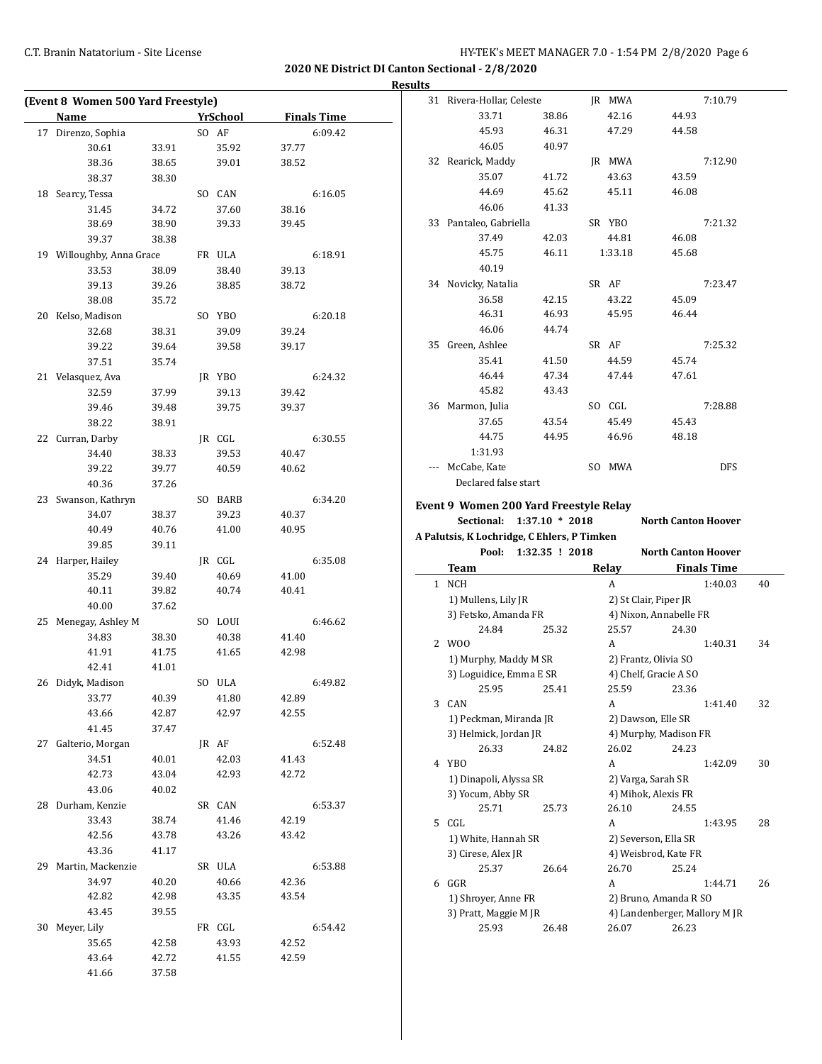**2020 NE District DI Canton Sectional - 2/8/2020**

**Results**

### (Event 8 Women 500 Yard Freestyle)

| | Name | Yr | School | Finals Time |
|---|---|---|---|---|
| 17 | Direnzo, Sophia | SO | AF | 6:09.42 |
| | 30.61 / 33.91 / 35.92 / 37.77 / 38.36 / 38.65 / 39.01 / 38.52 / 38.37 / 38.30 | | | |
| 18 | Searcy, Tessa | SO | CAN | 6:16.05 |
| | 31.45 / 34.72 / 37.60 / 38.16 / 38.69 / 38.90 / 39.33 / 39.45 / 39.37 / 38.38 | | | |
| 19 | Willoughby, Anna Grace | FR | ULA | 6:18.91 |
| | 33.53 / 38.09 / 38.40 / 39.13 / 39.13 / 39.26 / 38.85 / 38.72 / 38.08 / 35.72 | | | |
| 20 | Kelso, Madison | SO | YBO | 6:20.18 |
| | 32.68 / 38.31 / 39.09 / 39.24 / 39.22 / 39.64 / 39.58 / 39.17 / 37.51 / 35.74 | | | |
| 21 | Velasquez, Ava | JR | YBO | 6:24.32 |
| | 32.59 / 37.99 / 39.13 / 39.42 / 39.46 / 39.48 / 39.75 / 39.37 / 38.22 / 38.91 | | | |
| 22 | Curran, Darby | JR | CGL | 6:30.55 |
| | 34.40 / 38.33 / 39.53 / 40.47 / 39.22 / 39.77 / 40.59 / 40.62 / 40.36 / 37.26 | | | |
| 23 | Swanson, Kathryn | SO | BARB | 6:34.20 |
| | 34.07 / 38.37 / 39.23 / 40.37 / 40.49 / 40.76 / 41.00 / 40.95 / 39.85 / 39.11 | | | |
| 24 | Harper, Hailey | JR | CGL | 6:35.08 |
| | 35.29 / 39.40 / 40.69 / 41.00 / 40.11 / 39.82 / 40.74 / 40.41 / 40.00 / 37.62 | | | |
| 25 | Menegay, Ashley M | SO | LOUI | 6:46.62 |
| | 34.83 / 38.30 / 40.38 / 41.40 / 41.91 / 41.75 / 41.65 / 42.98 / 42.41 / 41.01 | | | |
| 26 | Didyk, Madison | SO | ULA | 6:49.82 |
| | 33.77 / 40.39 / 41.80 / 42.89 / 43.66 / 42.87 / 42.97 / 42.55 / 41.45 / 37.47 | | | |
| 27 | Galterio, Morgan | JR | AF | 6:52.48 |
| | 34.51 / 40.01 / 42.03 / 41.43 / 42.73 / 43.04 / 42.93 / 42.72 / 43.06 / 40.02 | | | |
| 28 | Durham, Kenzie | SR | CAN | 6:53.37 |
| | 33.43 / 38.74 / 41.46 / 42.19 / 42.56 / 43.78 / 43.26 / 43.42 / 43.36 / 41.17 | | | |
| 29 | Martin, Mackenzie | SR | ULA | 6:53.88 |
| | 34.97 / 40.20 / 40.66 / 42.36 / 42.82 / 42.98 / 43.35 / 43.54 / 43.45 / 39.55 | | | |
| 30 | Meyer, Lily | FR | CGL | 6:54.42 |
| | 35.65 / 42.58 / 43.93 / 42.52 / 43.64 / 42.72 / 41.55 / 42.59 / 41.66 / 37.58 | | | |
| 31 | Rivera-Hollar, Celeste | JR | MWA | 7:10.79 |
| | 33.71 / 38.86 / 42.16 / 44.93 / 45.93 / 46.31 / 47.29 / 44.58 / 46.05 / 40.97 | | | |
| 32 | Rearick, Maddy | JR | MWA | 7:12.90 |
| | 35.07 / 41.72 / 43.63 / 43.59 / 44.69 / 45.62 / 45.11 / 46.08 / 46.06 / 41.33 | | | |
| 33 | Pantaleo, Gabriella | SR | YBO | 7:21.32 |
| | 37.49 / 42.03 / 44.81 / 46.08 / 45.75 / 46.11 / 1:33.18 / 45.68 / 40.19 | | | |
| 34 | Novicky, Natalia | SR | AF | 7:23.47 |
| | 36.58 / 42.15 / 43.22 / 45.09 / 46.31 / 46.93 / 45.95 / 46.44 / 46.06 / 44.74 | | | |
| 35 | Green, Ashlee | SR | AF | 7:25.32 |
| | 35.41 / 41.50 / 44.59 / 45.74 / 46.44 / 47.34 / 47.44 / 47.61 / 45.82 / 43.43 | | | |
| 36 | Marmon, Julia | SO | CGL | 7:28.88 |
| | 37.65 / 43.54 / 45.49 / 45.43 / 44.75 / 44.95 / 46.96 / 48.18 / 1:31.93 | | | |
| --- | McCabe, Kate | SO | MWA | DFS |
| | Declared false start | | | |

### Event 9 Women 200 Yard Freestyle Relay

Sectional: 1:37.10 * 2018 North Canton Hoover
A Palutsis, K Lochridge, C Ehlers, P Timken
Pool: 1:32.35 ! 2018 North Canton Hoover

| | Team | Relay | Finals Time | Points |
|---|---|---|---|---|
| 1 | NCH | A | 1:40.03 | 40 |
| | 1) Mullens, Lily JR; 2) St Clair, Piper JR; 3) Fetsko, Amanda FR; 4) Nixon, Annabelle FR | | | |
| | 24.84 / 25.32 / 25.57 / 24.30 | | | |
| 2 | WOO | A | 1:40.31 | 34 |
| | 1) Murphy, Maddy M SR; 2) Frantz, Olivia SO; 3) Loguidice, Emma E SR; 4) Chelf, Gracie A SO | | | |
| | 25.95 / 25.41 / 25.59 / 23.36 | | | |
| 3 | CAN | A | 1:41.40 | 32 |
| | 1) Peckman, Miranda JR; 2) Dawson, Elle SR; 3) Helmick, Jordan JR; 4) Murphy, Madison FR | | | |
| | 26.33 / 24.82 / 26.02 / 24.23 | | | |
| 4 | YBO | A | 1:42.09 | 30 |
| | 1) Dinapoli, Alyssa SR; 2) Varga, Sarah SR; 3) Yocum, Abby SR; 4) Mihok, Alexis FR | | | |
| | 25.71 / 25.73 / 26.10 / 24.55 | | | |
| 5 | CGL | A | 1:43.95 | 28 |
| | 1) White, Hannah SR; 2) Severson, Ella SR; 3) Cirese, Alex JR; 4) Weisbrod, Kate FR | | | |
| | 25.37 / 26.64 / 26.70 / 25.24 | | | |
| 6 | GGR | A | 1:44.71 | 26 |
| | 1) Shroyer, Anne FR; 2) Bruno, Amanda R SO; 3) Pratt, Maggie M JR; 4) Landenberger, Mallory M JR | | | |
| | 25.93 / 26.48 / 26.07 / 26.23 | | | |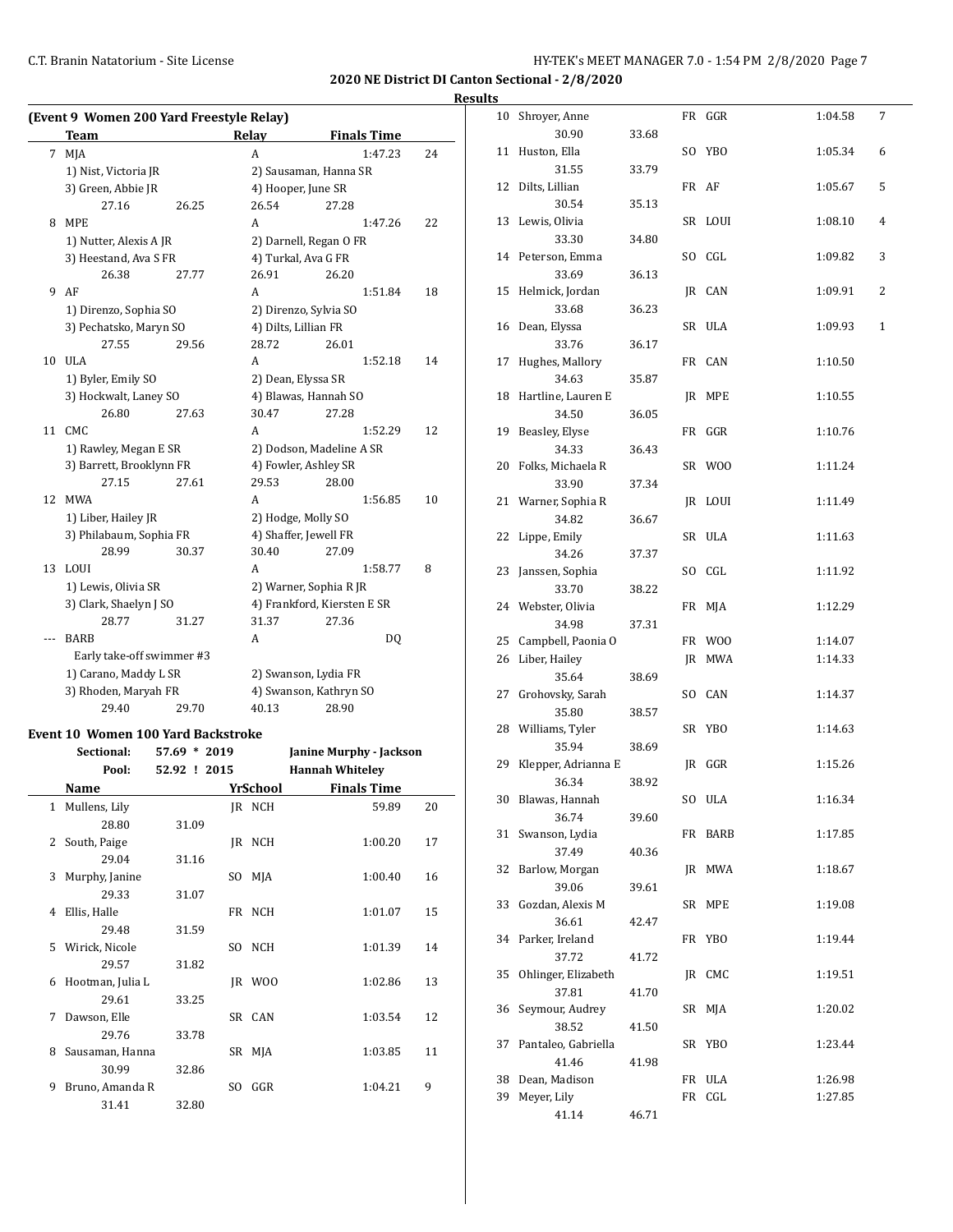## 2020 NE District DI Canton Sectional - 2/8/2020

### Results

#### (Event 9 Women 200 Yard Freestyle Relay)

| | Team | Relay | Finals Time | |
|---|---|---|---|---|
| 7 | MJA | A | 1:47.23 | 24 |
| | 1) Nist, Victoria JR | 2) Sausaman, Hanna SR | | |
| | 3) Green, Abbie JR | 4) Hooper, June SR | | |
| | 27.16  26.25 | 26.54  27.28 | | |
| 8 | MPE | A | 1:47.26 | 22 |
| | 1) Nutter, Alexis A JR | 2) Darnell, Regan O FR | | |
| | 3) Heestand, Ava S FR | 4) Turkal, Ava G FR | | |
| | 26.38  27.77 | 26.91  26.20 | | |
| 9 | AF | A | 1:51.84 | 18 |
| | 1) Direnzo, Sophia SO | 2) Direnzo, Sylvia SO | | |
| | 3) Pechatsko, Maryn SO | 4) Dilts, Lillian FR | | |
| | 27.55  29.56 | 28.72  26.01 | | |
| 10 | ULA | A | 1:52.18 | 14 |
| | 1) Byler, Emily SO | 2) Dean, Elyssa SR | | |
| | 3) Hockwalt, Laney SO | 4) Blawas, Hannah SO | | |
| | 26.80  27.63 | 30.47  27.28 | | |
| 11 | CMC | A | 1:52.29 | 12 |
| | 1) Rawley, Megan E SR | 2) Dodson, Madeline A SR | | |
| | 3) Barrett, Brooklynn FR | 4) Fowler, Ashley SR | | |
| | 27.15  27.61 | 29.53  28.00 | | |
| 12 | MWA | A | 1:56.85 | 10 |
| | 1) Liber, Hailey JR | 2) Hodge, Molly SO | | |
| | 3) Philabaum, Sophia FR | 4) Shaffer, Jewell FR | | |
| | 28.99  30.37 | 30.40  27.09 | | |
| 13 | LOUI | A | 1:58.77 | 8 |
| | 1) Lewis, Olivia SR | 2) Warner, Sophia R JR | | |
| | 3) Clark, Shaelyn J SO | 4) Frankford, Kiersten E SR | | |
| | 28.77  31.27 | 31.37  27.36 | | |
| --- | BARB | A | DQ | |
| | Early take-off swimmer #3 | | | |
| | 1) Carano, Maddy L SR | 2) Swanson, Lydia FR | | |
| | 3) Rhoden, Maryah FR | 4) Swanson, Kathryn SO | | |
| | 29.40  29.70 | 40.13  28.90 | | |

#### Event 10 Women 100 Yard Backstroke

Sectional: 57.69 * 2019 Janine Murphy - Jackson
Pool: 52.92 ! 2015 Hannah Whiteley

| | Name | Yr | School | Finals Time | |
|---|---|---|---|---|---|
| 1 | Mullens, Lily | JR | NCH | 59.89 | 20 |
| | 28.80  31.09 | | | | |
| 2 | South, Paige | JR | NCH | 1:00.20 | 17 |
| | 29.04  31.16 | | | | |
| 3 | Murphy, Janine | SO | MJA | 1:00.40 | 16 |
| | 29.33  31.07 | | | | |
| 4 | Ellis, Halle | FR | NCH | 1:01.07 | 15 |
| | 29.48  31.59 | | | | |
| 5 | Wirick, Nicole | SO | NCH | 1:01.39 | 14 |
| | 29.57  31.82 | | | | |
| 6 | Hootman, Julia L | JR | WOO | 1:02.86 | 13 |
| | 29.61  33.25 | | | | |
| 7 | Dawson, Elle | SR | CAN | 1:03.54 | 12 |
| | 29.76  33.78 | | | | |
| 8 | Sausaman, Hanna | SR | MJA | 1:03.85 | 11 |
| | 30.99  32.86 | | | | |
| 9 | Bruno, Amanda R | SO | GGR | 1:04.21 | 9 |
| | 31.41  32.80 | | | | |
| 10 | Shroyer, Anne | FR | GGR | 1:04.58 | 7 |
| | 30.90  33.68 | | | | |
| 11 | Huston, Ella | SO | YBO | 1:05.34 | 6 |
| | 31.55  33.79 | | | | |
| 12 | Dilts, Lillian | FR | AF | 1:05.67 | 5 |
| | 30.54  35.13 | | | | |
| 13 | Lewis, Olivia | SR | LOUI | 1:08.10 | 4 |
| | 33.30  34.80 | | | | |
| 14 | Peterson, Emma | SO | CGL | 1:09.82 | 3 |
| | 33.69  36.13 | | | | |
| 15 | Helmick, Jordan | JR | CAN | 1:09.91 | 2 |
| | 33.68  36.23 | | | | |
| 16 | Dean, Elyssa | SR | ULA | 1:09.93 | 1 |
| | 33.76  36.17 | | | | |
| 17 | Hughes, Mallory | FR | CAN | 1:10.50 | |
| | 34.63  35.87 | | | | |
| 18 | Hartline, Lauren E | JR | MPE | 1:10.55 | |
| | 34.50  36.05 | | | | |
| 19 | Beasley, Elyse | FR | GGR | 1:10.76 | |
| | 34.33  36.43 | | | | |
| 20 | Folks, Michaela R | SR | WOO | 1:11.24 | |
| | 33.90  37.34 | | | | |
| 21 | Warner, Sophia R | JR | LOUI | 1:11.49 | |
| | 34.82  36.67 | | | | |
| 22 | Lippe, Emily | SR | ULA | 1:11.63 | |
| | 34.26  37.37 | | | | |
| 23 | Janssen, Sophia | SO | CGL | 1:11.92 | |
| | 33.70  38.22 | | | | |
| 24 | Webster, Olivia | FR | MJA | 1:12.29 | |
| | 34.98  37.31 | | | | |
| 25 | Campbell, Paonia O | FR | WOO | 1:14.07 | |
| 26 | Liber, Hailey | JR | MWA | 1:14.33 | |
| | 35.64  38.69 | | | | |
| 27 | Grohovsky, Sarah | SO | CAN | 1:14.37 | |
| | 35.80  38.57 | | | | |
| 28 | Williams, Tyler | SR | YBO | 1:14.63 | |
| | 35.94  38.69 | | | | |
| 29 | Klepper, Adrianna E | JR | GGR | 1:15.26 | |
| | 36.34  38.92 | | | | |
| 30 | Blawas, Hannah | SO | ULA | 1:16.34 | |
| | 36.74  39.60 | | | | |
| 31 | Swanson, Lydia | FR | BARB | 1:17.85 | |
| | 37.49  40.36 | | | | |
| 32 | Barlow, Morgan | JR | MWA | 1:18.67 | |
| | 39.06  39.61 | | | | |
| 33 | Gozdan, Alexis M | SR | MPE | 1:19.08 | |
| | 36.61  42.47 | | | | |
| 34 | Parker, Ireland | FR | YBO | 1:19.44 | |
| | 37.72  41.72 | | | | |
| 35 | Ohlinger, Elizabeth | JR | CMC | 1:19.51 | |
| | 37.81  41.70 | | | | |
| 36 | Seymour, Audrey | SR | MJA | 1:20.02 | |
| | 38.52  41.50 | | | | |
| 37 | Pantaleo, Gabriella | SR | YBO | 1:23.44 | |
| | 41.46  41.98 | | | | |
| 38 | Dean, Madison | FR | ULA | 1:26.98 | |
| 39 | Meyer, Lily | FR | CGL | 1:27.85 | |
| | 41.14  46.71 | | | | |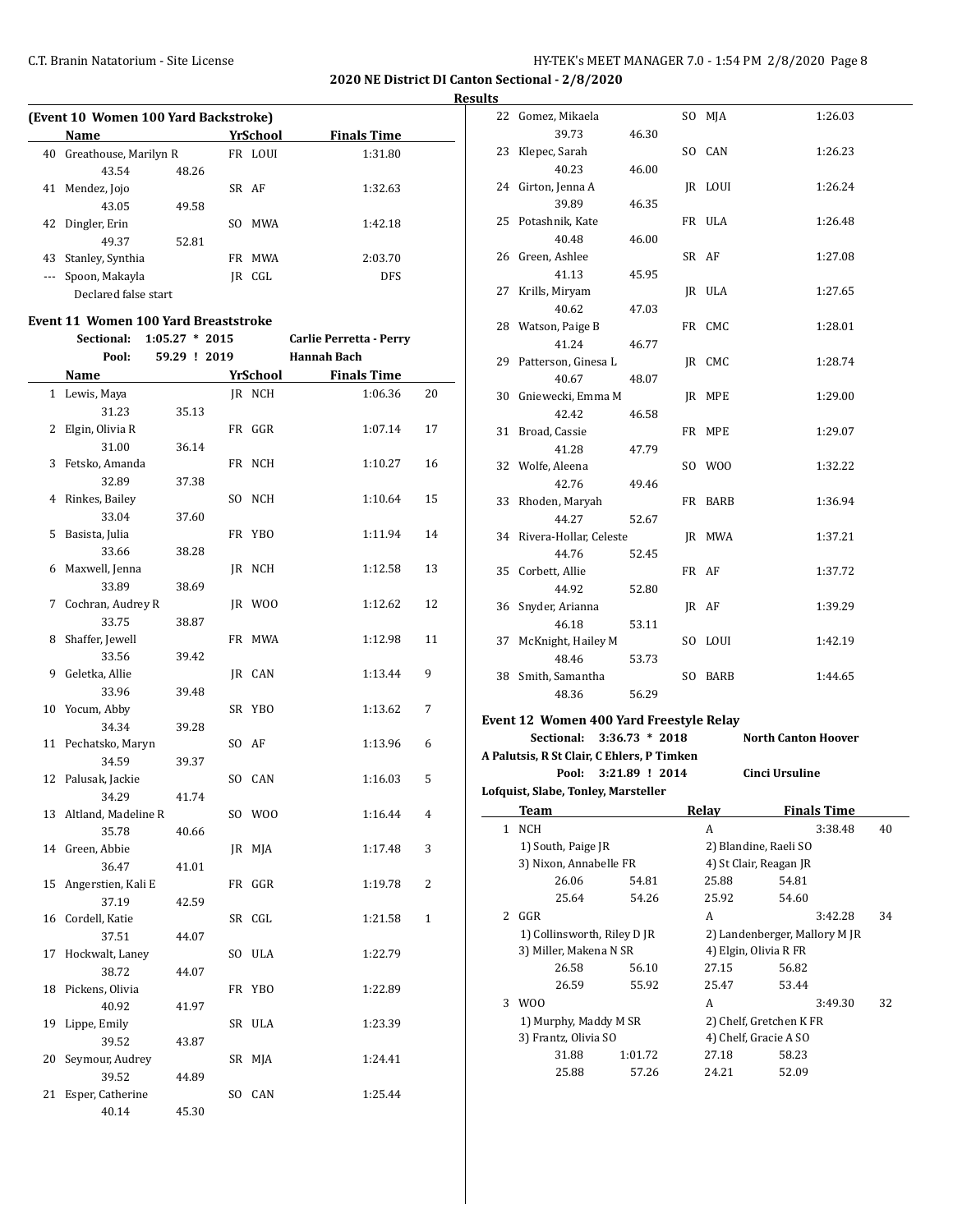**2020 NE District DI Canton Sectional - 2/8/2020**

**Results**

### (Event 10 Women 100 Yard Backstroke)

| | Name | Yr | School | Finals Time | |
|---|---|---|---|---|---|
| 40 | Greathouse, Marilyn R | FR | LOUI | 1:31.80 | |
| | 43.54 48.26 | | | | |
| 41 | Mendez, Jojo | SR | AF | 1:32.63 | |
| | 43.05 49.58 | | | | |
| 42 | Dingler, Erin | SO | MWA | 1:42.18 | |
| | 49.37 52.81 | | | | |
| 43 | Stanley, Synthia | FR | MWA | 2:03.70 | |
| --- | Spoon, Makayla | JR | CGL | DFS | |
| | Declared false start | | | | |

### Event 11 Women 100 Yard Breaststroke

Sectional: 1:05.27 * 2015 Carlie Perretta - Perry
Pool: 59.29 ! 2019 Hannah Bach

| | Name | Yr | School | Finals Time | Points |
|---|---|---|---|---|---|
| 1 | Lewis, Maya | JR | NCH | 1:06.36 | 20 |
| | 31.23 35.13 | | | | |
| 2 | Elgin, Olivia R | FR | GGR | 1:07.14 | 17 |
| | 31.00 36.14 | | | | |
| 3 | Fetsko, Amanda | FR | NCH | 1:10.27 | 16 |
| | 32.89 37.38 | | | | |
| 4 | Rinkes, Bailey | SO | NCH | 1:10.64 | 15 |
| | 33.04 37.60 | | | | |
| 5 | Basista, Julia | FR | YBO | 1:11.94 | 14 |
| | 33.66 38.28 | | | | |
| 6 | Maxwell, Jenna | JR | NCH | 1:12.58 | 13 |
| | 33.89 38.69 | | | | |
| 7 | Cochran, Audrey R | JR | WOO | 1:12.62 | 12 |
| | 33.75 38.87 | | | | |
| 8 | Shaffer, Jewell | FR | MWA | 1:12.98 | 11 |
| | 33.56 39.42 | | | | |
| 9 | Geletka, Allie | JR | CAN | 1:13.44 | 9 |
| | 33.96 39.48 | | | | |
| 10 | Yocum, Abby | SR | YBO | 1:13.62 | 7 |
| | 34.34 39.28 | | | | |
| 11 | Pechatsko, Maryn | SO | AF | 1:13.96 | 6 |
| | 34.59 39.37 | | | | |
| 12 | Palusak, Jackie | SO | CAN | 1:16.03 | 5 |
| | 34.29 41.74 | | | | |
| 13 | Altland, Madeline R | SO | WOO | 1:16.44 | 4 |
| | 35.78 40.66 | | | | |
| 14 | Green, Abbie | JR | MJA | 1:17.48 | 3 |
| | 36.47 41.01 | | | | |
| 15 | Angerstien, Kali E | FR | GGR | 1:19.78 | 2 |
| | 37.19 42.59 | | | | |
| 16 | Cordell, Katie | SR | CGL | 1:21.58 | 1 |
| | 37.51 44.07 | | | | |
| 17 | Hockwalt, Laney | SO | ULA | 1:22.79 | |
| | 38.72 44.07 | | | | |
| 18 | Pickens, Olivia | FR | YBO | 1:22.89 | |
| | 40.92 41.97 | | | | |
| 19 | Lippe, Emily | SR | ULA | 1:23.39 | |
| | 39.52 43.87 | | | | |
| 20 | Seymour, Audrey | SR | MJA | 1:24.41 | |
| | 39.52 44.89 | | | | |
| 21 | Esper, Catherine | SO | CAN | 1:25.44 | |
| | 40.14 45.30 | | | | |
| 22 | Gomez, Mikaela | SO | MJA | 1:26.03 | |
| | 39.73 46.30 | | | | |
| 23 | Klepec, Sarah | SO | CAN | 1:26.23 | |
| | 40.23 46.00 | | | | |
| 24 | Girton, Jenna A | JR | LOUI | 1:26.24 | |
| | 39.89 46.35 | | | | |
| 25 | Potashnik, Kate | FR | ULA | 1:26.48 | |
| | 40.48 46.00 | | | | |
| 26 | Green, Ashlee | SR | AF | 1:27.08 | |
| | 41.13 45.95 | | | | |
| 27 | Krills, Miryam | JR | ULA | 1:27.65 | |
| | 40.62 47.03 | | | | |
| 28 | Watson, Paige B | FR | CMC | 1:28.01 | |
| | 41.24 46.77 | | | | |
| 29 | Patterson, Ginesa L | JR | CMC | 1:28.74 | |
| | 40.67 48.07 | | | | |
| 30 | Gniewecki, Emma M | JR | MPE | 1:29.00 | |
| | 42.42 46.58 | | | | |
| 31 | Broad, Cassie | FR | MPE | 1:29.07 | |
| | 41.28 47.79 | | | | |
| 32 | Wolfe, Aleena | SO | WOO | 1:32.22 | |
| | 42.76 49.46 | | | | |
| 33 | Rhoden, Maryah | FR | BARB | 1:36.94 | |
| | 44.27 52.67 | | | | |
| 34 | Rivera-Hollar, Celeste | JR | MWA | 1:37.21 | |
| | 44.76 52.45 | | | | |
| 35 | Corbett, Allie | FR | AF | 1:37.72 | |
| | 44.92 52.80 | | | | |
| 36 | Snyder, Arianna | JR | AF | 1:39.29 | |
| | 46.18 53.11 | | | | |
| 37 | McKnight, Hailey M | SO | LOUI | 1:42.19 | |
| | 48.46 53.73 | | | | |
| 38 | Smith, Samantha | SO | BARB | 1:44.65 | |
| | 48.36 56.29 | | | | |

### Event 12 Women 400 Yard Freestyle Relay

Sectional: 3:36.73 * 2018 North Canton Hoover
A Palutsis, R St Clair, C Ehlers, P Timken
Pool: 3:21.89 ! 2014 Cinci Ursuline
Lofquist, Slabe, Tonley, Marsteller

| | Team | Relay | Finals Time | Points |
|---|---|---|---|---|
| 1 | NCH | A | 3:38.48 | 40 |
| | 1) South, Paige JR; 2) Blandine, Raeli SO; 3) Nixon, Annabelle FR; 4) St Clair, Reagan JR | | | |
| | 26.06 54.81 25.88 54.81 25.64 54.26 25.92 54.60 | | | |
| 2 | GGR | A | 3:42.28 | 34 |
| | 1) Collinsworth, Riley D JR; 2) Landenberger, Mallory M JR; 3) Miller, Makena N SR; 4) Elgin, Olivia R FR | | | |
| | 26.58 56.10 27.15 56.82 26.59 55.92 25.47 53.44 | | | |
| 3 | WOO | A | 3:49.30 | 32 |
| | 1) Murphy, Maddy M SR; 2) Chelf, Gretchen K FR; 3) Frantz, Olivia SO; 4) Chelf, Gracie A SO | | | |
| | 31.88 1:01.72 27.18 58.23 25.88 57.26 24.21 52.09 | | | |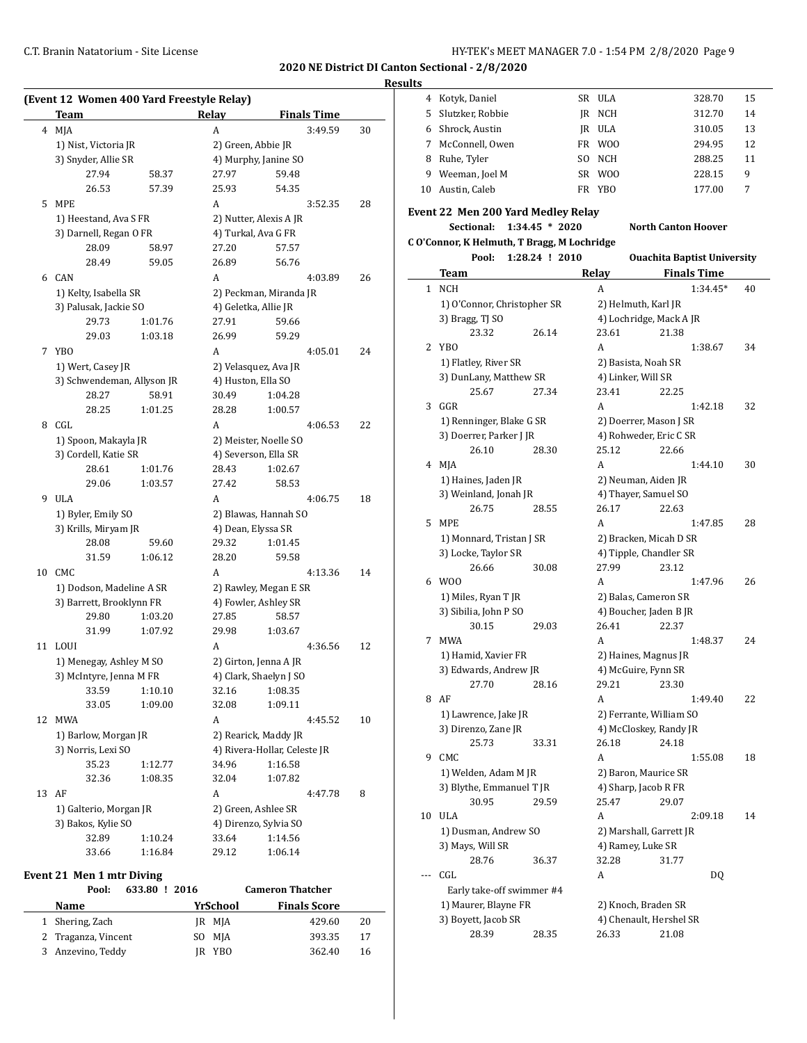## 2020 NE District DI Canton Sectional - 2/8/2020

### Results

**(Event 12 Women 400 Yard Freestyle Relay)**

| | Team | | Relay | | Finals Time | |
|---|---|---|---|---|---|---|
| 4 | MJA | | A | | 3:49.59 | 30 |
| | 1) Nist, Victoria JR | | 2) Green, Abbie JR | | | |
| | 3) Snyder, Allie SR | | 4) Murphy, Janine SO | | | |
| | 27.94 | 58.37 | 27.97 | 59.48 | | |
| | 26.53 | 57.39 | 25.93 | 54.35 | | |
| 5 | MPE | | A | | 3:52.35 | 28 |
| | 1) Heestand, Ava S FR | | 2) Nutter, Alexis A JR | | | |
| | 3) Darnell, Regan O FR | | 4) Turkal, Ava G FR | | | |
| | 28.09 | 58.97 | 27.20 | 57.57 | | |
| | 28.49 | 59.05 | 26.89 | 56.76 | | |
| 6 | CAN | | A | | 4:03.89 | 26 |
| | 1) Kelty, Isabella SR | | 2) Peckman, Miranda JR | | | |
| | 3) Palusak, Jackie SO | | 4) Geletka, Allie JR | | | |
| | 29.73 | 1:01.76 | 27.91 | 59.66 | | |
| | 29.03 | 1:03.18 | 26.99 | 59.29 | | |
| 7 | YBO | | A | | 4:05.01 | 24 |
| | 1) Wert, Casey JR | | 2) Velasquez, Ava JR | | | |
| | 3) Schwendeman, Allyson JR | | 4) Huston, Ella SO | | | |
| | 28.27 | 58.91 | 30.49 | 1:04.28 | | |
| | 28.25 | 1:01.25 | 28.28 | 1:00.57 | | |
| 8 | CGL | | A | | 4:06.53 | 22 |
| | 1) Spoon, Makayla JR | | 2) Meister, Noelle SO | | | |
| | 3) Cordell, Katie SR | | 4) Severson, Ella SR | | | |
| | 28.61 | 1:01.76 | 28.43 | 1:02.67 | | |
| | 29.06 | 1:03.57 | 27.42 | 58.53 | | |
| 9 | ULA | | A | | 4:06.75 | 18 |
| | 1) Byler, Emily SO | | 2) Blawas, Hannah SO | | | |
| | 3) Krills, Miryam JR | | 4) Dean, Elyssa SR | | | |
| | 28.08 | 59.60 | 29.32 | 1:01.45 | | |
| | 31.59 | 1:06.12 | 28.20 | 59.58 | | |
| 10 | CMC | | A | | 4:13.36 | 14 |
| | 1) Dodson, Madeline A SR | | 2) Rawley, Megan E SR | | | |
| | 3) Barrett, Brooklynn FR | | 4) Fowler, Ashley SR | | | |
| | 29.80 | 1:03.20 | 27.85 | 58.57 | | |
| | 31.99 | 1:07.92 | 29.98 | 1:03.67 | | |
| 11 | LOUI | | A | | 4:36.56 | 12 |
| | 1) Menegay, Ashley M SO | | 2) Girton, Jenna A JR | | | |
| | 3) McIntyre, Jenna M FR | | 4) Clark, Shaelyn J SO | | | |
| | 33.59 | 1:10.10 | 32.16 | 1:08.35 | | |
| | 33.05 | 1:09.00 | 32.08 | 1:09.11 | | |
| 12 | MWA | | A | | 4:45.52 | 10 |
| | 1) Barlow, Morgan JR | | 2) Rearick, Maddy JR | | | |
| | 3) Norris, Lexi SO | | 4) Rivera-Hollar, Celeste JR | | | |
| | 35.23 | 1:12.77 | 34.96 | 1:16.58 | | |
| | 32.36 | 1:08.35 | 32.04 | 1:07.82 | | |
| 13 | AF | | A | | 4:47.78 | 8 |
| | 1) Galterio, Morgan JR | | 2) Green, Ashlee SR | | | |
| | 3) Bakos, Kylie SO | | 4) Direnzo, Sylvia SO | | | |
| | 32.89 | 1:10.24 | 33.64 | 1:14.56 | | |
| | 33.66 | 1:16.84 | 29.12 | 1:06.14 | | |

**Event 21 Men 1 mtr Diving**

Pool: 633.80 ! 2016 Cameron Thatcher

| | Name | Yr | School | Finals Score | |
|---|---|---|---|---|---|
| 1 | Shering, Zach | JR | MJA | 429.60 | 20 |
| 2 | Traganza, Vincent | SO | MJA | 393.35 | 17 |
| 3 | Anzevino, Teddy | JR | YBO | 362.40 | 16 |
| 4 | Kotyk, Daniel | SR | ULA | 328.70 | 15 |
| 5 | Slutzker, Robbie | JR | NCH | 312.70 | 14 |
| 6 | Shrock, Austin | JR | ULA | 310.05 | 13 |
| 7 | McConnell, Owen | FR | WOO | 294.95 | 12 |
| 8 | Ruhe, Tyler | SO | NCH | 288.25 | 11 |
| 9 | Weeman, Joel M | SR | WOO | 228.15 | 9 |
| 10 | Austin, Caleb | FR | YBO | 177.00 | 7 |

**Event 22 Men 200 Yard Medley Relay**

Sectional: 1:34.45 * 2020 North Canton Hoover
C O'Connor, K Helmuth, T Bragg, M Lochridge

Pool: 1:28.24 ! 2010 Ouachita Baptist University

| | Team | | Relay | | Finals Time | |
|---|---|---|---|---|---|---|
| 1 | NCH | | A | | 1:34.45* | 40 |
| | 1) O'Connor, Christopher SR | | 2) Helmuth, Karl JR | | | |
| | 3) Bragg, TJ SO | | 4) Lochridge, Mack A JR | | | |
| | 23.32 | 26.14 | 23.61 | 21.38 | | |
| 2 | YBO | | A | | 1:38.67 | 34 |
| | 1) Flatley, River SR | | 2) Basista, Noah SR | | | |
| | 3) DunLany, Matthew SR | | 4) Linker, Will SR | | | |
| | 25.67 | 27.34 | 23.41 | 22.25 | | |
| 3 | GGR | | A | | 1:42.18 | 32 |
| | 1) Renninger, Blake G SR | | 2) Doerrer, Mason J SR | | | |
| | 3) Doerrer, Parker J JR | | 4) Rohweder, Eric C SR | | | |
| | 26.10 | 28.30 | 25.12 | 22.66 | | |
| 4 | MJA | | A | | 1:44.10 | 30 |
| | 1) Haines, Jaden JR | | 2) Neuman, Aiden JR | | | |
| | 3) Weinland, Jonah JR | | 4) Thayer, Samuel SO | | | |
| | 26.75 | 28.55 | 26.17 | 22.63 | | |
| 5 | MPE | | A | | 1:47.85 | 28 |
| | 1) Monnard, Tristan J SR | | 2) Bracken, Micah D SR | | | |
| | 3) Locke, Taylor SR | | 4) Tipple, Chandler SR | | | |
| | 26.66 | 30.08 | 27.99 | 23.12 | | |
| 6 | WOO | | A | | 1:47.96 | 26 |
| | 1) Miles, Ryan T JR | | 2) Balas, Cameron SR | | | |
| | 3) Sibilia, John P SO | | 4) Boucher, Jaden B JR | | | |
| | 30.15 | 29.03 | 26.41 | 22.37 | | |
| 7 | MWA | | A | | 1:48.37 | 24 |
| | 1) Hamid, Xavier FR | | 2) Haines, Magnus JR | | | |
| | 3) Edwards, Andrew JR | | 4) McGuire, Fynn SR | | | |
| | 27.70 | 28.16 | 29.21 | 23.30 | | |
| 8 | AF | | A | | 1:49.40 | 22 |
| | 1) Lawrence, Jake JR | | 2) Ferrante, William SO | | | |
| | 3) Direnzo, Zane JR | | 4) McCloskey, Randy JR | | | |
| | 25.73 | 33.31 | 26.18 | 24.18 | | |
| 9 | CMC | | A | | 1:55.08 | 18 |
| | 1) Welden, Adam M JR | | 2) Baron, Maurice SR | | | |
| | 3) Blythe, Emmanuel T JR | | 4) Sharp, Jacob R FR | | | |
| | 30.95 | 29.59 | 25.47 | 29.07 | | |
| 10 | ULA | | A | | 2:09.18 | 14 |
| | 1) Dusman, Andrew SO | | 2) Marshall, Garrett JR | | | |
| | 3) Mays, Will SR | | 4) Ramey, Luke SR | | | |
| | 28.76 | 36.37 | 32.28 | 31.77 | | |
| --- | CGL | | A | | DQ | |
| | Early take-off swimmer #4 | | | | | |
| | 1) Maurer, Blayne FR | | 2) Knoch, Braden SR | | | |
| | 3) Boyett, Jacob SR | | 4) Chenault, Hershel SR | | | |
| | 28.39 | 28.35 | 26.33 | 21.08 | | |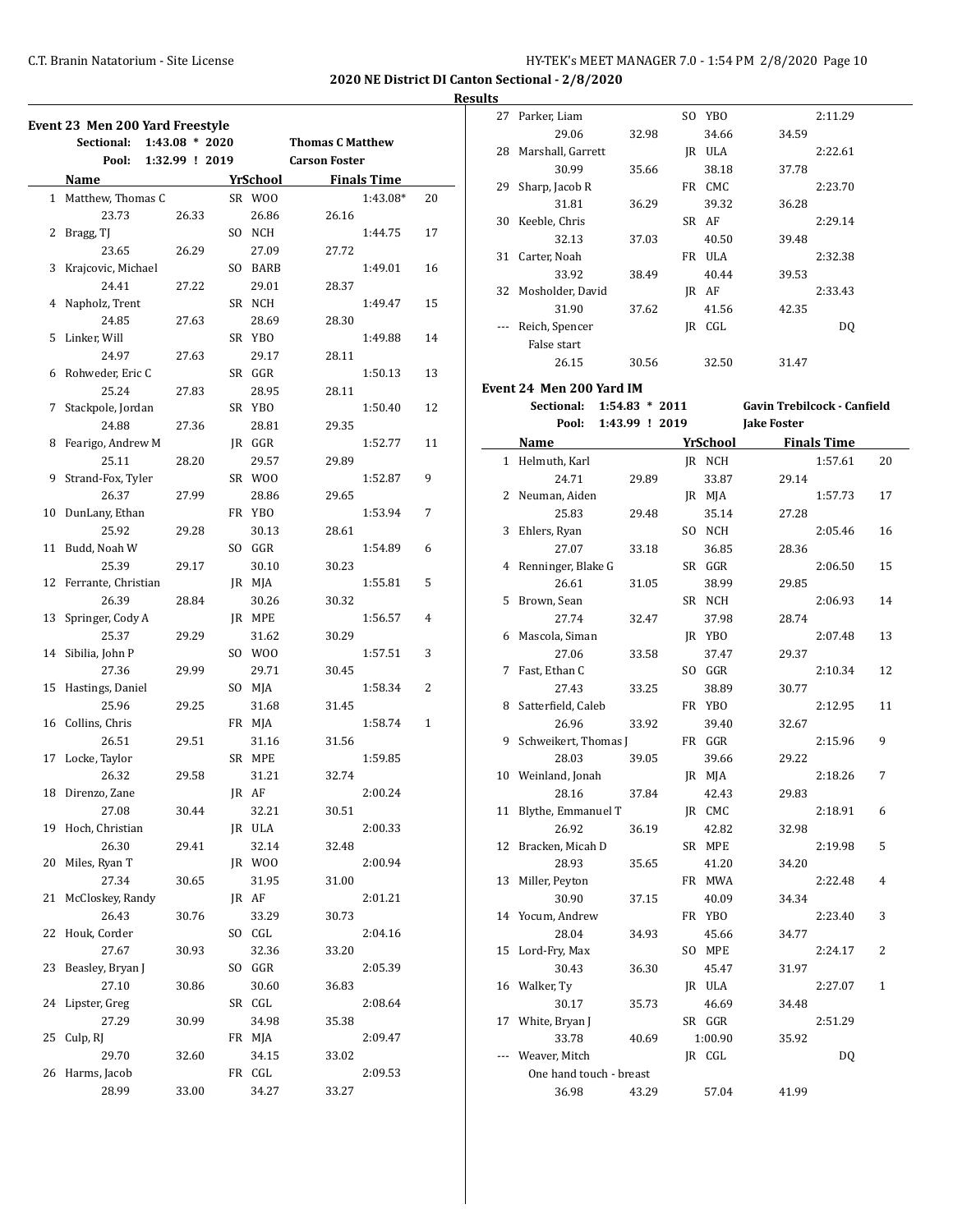**2020 NE District DI Canton Sectional - 2/8/2020**

**Results**

### Event 23 Men 200 Yard Freestyle

Sectional: 1:43.08 * 2020 Thomas C Matthew
Pool: 1:32.99 ! 2019 Carson Foster

| | Name | Yr | School | Finals Time | Points |
|---|---|---|---|---|---|
| 1 | Matthew, Thomas C | SR | WOO | 1:43.08* | 20 |
| | 23.73 | 26.33 | 26.86 | 26.16 | |
| 2 | Bragg, TJ | SO | NCH | 1:44.75 | 17 |
| | 23.65 | 26.29 | 27.09 | 27.72 | |
| 3 | Krajcovic, Michael | SO | BARB | 1:49.01 | 16 |
| | 24.41 | 27.22 | 29.01 | 28.37 | |
| 4 | Napholz, Trent | SR | NCH | 1:49.47 | 15 |
| | 24.85 | 27.63 | 28.69 | 28.30 | |
| 5 | Linker, Will | SR | YBO | 1:49.88 | 14 |
| | 24.97 | 27.63 | 29.17 | 28.11 | |
| 6 | Rohweder, Eric C | SR | GGR | 1:50.13 | 13 |
| | 25.24 | 27.83 | 28.95 | 28.11 | |
| 7 | Stackpole, Jordan | SR | YBO | 1:50.40 | 12 |
| | 24.88 | 27.36 | 28.81 | 29.35 | |
| 8 | Fearigo, Andrew M | JR | GGR | 1:52.77 | 11 |
| | 25.11 | 28.20 | 29.57 | 29.89 | |
| 9 | Strand-Fox, Tyler | SR | WOO | 1:52.87 | 9 |
| | 26.37 | 27.99 | 28.86 | 29.65 | |
| 10 | DunLany, Ethan | FR | YBO | 1:53.94 | 7 |
| | 25.92 | 29.28 | 30.13 | 28.61 | |
| 11 | Budd, Noah W | SO | GGR | 1:54.89 | 6 |
| | 25.39 | 29.17 | 30.10 | 30.23 | |
| 12 | Ferrante, Christian | JR | MJA | 1:55.81 | 5 |
| | 26.39 | 28.84 | 30.26 | 30.32 | |
| 13 | Springer, Cody A | JR | MPE | 1:56.57 | 4 |
| | 25.37 | 29.29 | 31.62 | 30.29 | |
| 14 | Sibilia, John P | SO | WOO | 1:57.51 | 3 |
| | 27.36 | 29.99 | 29.71 | 30.45 | |
| 15 | Hastings, Daniel | SO | MJA | 1:58.34 | 2 |
| | 25.96 | 29.25 | 31.68 | 31.45 | |
| 16 | Collins, Chris | FR | MJA | 1:58.74 | 1 |
| | 26.51 | 29.51 | 31.16 | 31.56 | |
| 17 | Locke, Taylor | SR | MPE | 1:59.85 | |
| | 26.32 | 29.58 | 31.21 | 32.74 | |
| 18 | Direnzo, Zane | JR | AF | 2:00.24 | |
| | 27.08 | 30.44 | 32.21 | 30.51 | |
| 19 | Hoch, Christian | JR | ULA | 2:00.33 | |
| | 26.30 | 29.41 | 32.14 | 32.48 | |
| 20 | Miles, Ryan T | JR | WOO | 2:00.94 | |
| | 27.34 | 30.65 | 31.95 | 31.00 | |
| 21 | McCloskey, Randy | JR | AF | 2:01.21 | |
| | 26.43 | 30.76 | 33.29 | 30.73 | |
| 22 | Houk, Corder | SO | CGL | 2:04.16 | |
| | 27.67 | 30.93 | 32.36 | 33.20 | |
| 23 | Beasley, Bryan J | SO | GGR | 2:05.39 | |
| | 27.10 | 30.86 | 30.60 | 36.83 | |
| 24 | Lipster, Greg | SR | CGL | 2:08.64 | |
| | 27.29 | 30.99 | 34.98 | 35.38 | |
| 25 | Culp, RJ | FR | MJA | 2:09.47 | |
| | 29.70 | 32.60 | 34.15 | 33.02 | |
| 26 | Harms, Jacob | FR | CGL | 2:09.53 | |
| | 28.99 | 33.00 | 34.27 | 33.27 | |
| 27 | Parker, Liam | SO | YBO | 2:11.29 | |
| | 29.06 | 32.98 | 34.66 | 34.59 | |
| 28 | Marshall, Garrett | JR | ULA | 2:22.61 | |
| | 30.99 | 35.66 | 38.18 | 37.78 | |
| 29 | Sharp, Jacob R | FR | CMC | 2:23.70 | |
| | 31.81 | 36.29 | 39.32 | 36.28 | |
| 30 | Keeble, Chris | SR | AF | 2:29.14 | |
| | 32.13 | 37.03 | 40.50 | 39.48 | |
| 31 | Carter, Noah | FR | ULA | 2:32.38 | |
| | 33.92 | 38.49 | 40.44 | 39.53 | |
| 32 | Mosholder, David | JR | AF | 2:33.43 | |
| | 31.90 | 37.62 | 41.56 | 42.35 | |
| --- | Reich, Spencer | JR | CGL | DQ | |
| | False start | | | | |
| | 26.15 | 30.56 | 32.50 | 31.47 | |

### Event 24 Men 200 Yard IM

Sectional: 1:54.83 * 2011 Gavin Trebilcock - Canfield
Pool: 1:43.99 ! 2019 Jake Foster

| | Name | Yr | School | Finals Time | Points |
|---|---|---|---|---|---|
| 1 | Helmuth, Karl | JR | NCH | 1:57.61 | 20 |
| | 24.71 | 29.89 | 33.87 | 29.14 | |
| 2 | Neuman, Aiden | JR | MJA | 1:57.73 | 17 |
| | 25.83 | 29.48 | 35.14 | 27.28 | |
| 3 | Ehlers, Ryan | SO | NCH | 2:05.46 | 16 |
| | 27.07 | 33.18 | 36.85 | 28.36 | |
| 4 | Renninger, Blake G | SR | GGR | 2:06.50 | 15 |
| | 26.61 | 31.05 | 38.99 | 29.85 | |
| 5 | Brown, Sean | SR | NCH | 2:06.93 | 14 |
| | 27.74 | 32.47 | 37.98 | 28.74 | |
| 6 | Mascola, Siman | JR | YBO | 2:07.48 | 13 |
| | 27.06 | 33.58 | 37.47 | 29.37 | |
| 7 | Fast, Ethan C | SO | GGR | 2:10.34 | 12 |
| | 27.43 | 33.25 | 38.89 | 30.77 | |
| 8 | Satterfield, Caleb | FR | YBO | 2:12.95 | 11 |
| | 26.96 | 33.92 | 39.40 | 32.67 | |
| 9 | Schweikert, Thomas J | FR | GGR | 2:15.96 | 9 |
| | 28.03 | 39.05 | 39.66 | 29.22 | |
| 10 | Weinland, Jonah | JR | MJA | 2:18.26 | 7 |
| | 28.16 | 37.84 | 42.43 | 29.83 | |
| 11 | Blythe, Emmanuel T | JR | CMC | 2:18.91 | 6 |
| | 26.92 | 36.19 | 42.82 | 32.98 | |
| 12 | Bracken, Micah D | SR | MPE | 2:19.98 | 5 |
| | 28.93 | 35.65 | 41.20 | 34.20 | |
| 13 | Miller, Peyton | FR | MWA | 2:22.48 | 4 |
| | 30.90 | 37.15 | 40.09 | 34.34 | |
| 14 | Yocum, Andrew | FR | YBO | 2:23.40 | 3 |
| | 28.04 | 34.93 | 45.66 | 34.77 | |
| 15 | Lord-Fry, Max | SO | MPE | 2:24.17 | 2 |
| | 30.43 | 36.30 | 45.47 | 31.97 | |
| 16 | Walker, Ty | JR | ULA | 2:27.07 | 1 |
| | 30.17 | 35.73 | 46.69 | 34.48 | |
| 17 | White, Bryan J | SR | GGR | 2:51.29 | |
| | 33.78 | 40.69 | 1:00.90 | 35.92 | |
| --- | Weaver, Mitch | JR | CGL | DQ | |
| | One hand touch - breast | | | | |
| | 36.98 | 43.29 | 57.04 | 41.99 | |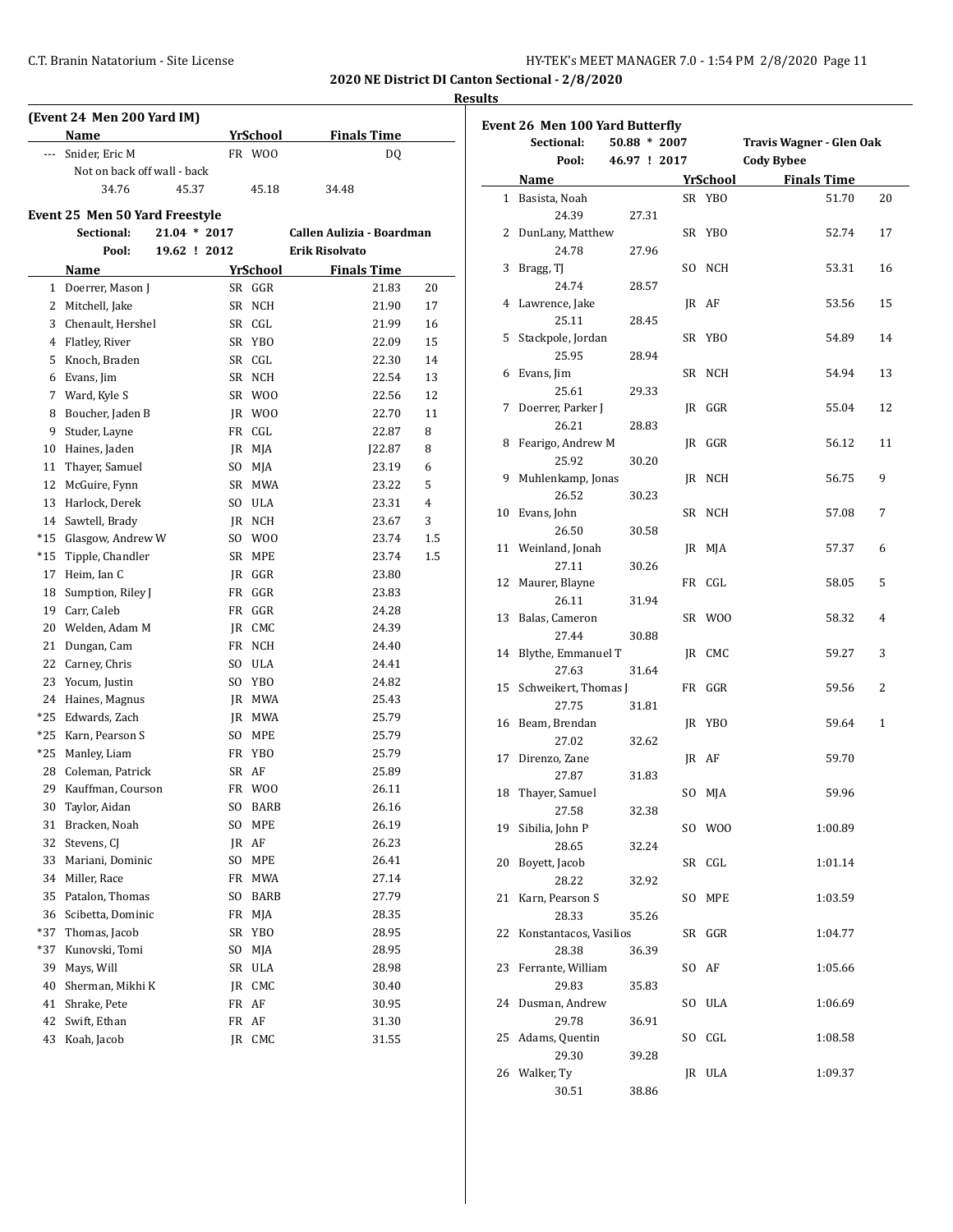## 2020 NE District DI Canton Sectional - 2/8/2020

### Results

**(Event 24 Men 200 Yard IM)**

| | Name | Yr | School | Finals Time |
|---|---|---|---|---|
| --- | Snider, Eric M | FR | WOO | DQ |
| | Not on back off wall - back | | | |
| | 34.76 45.37 45.18 34.48 | | | |

**Event 25 Men 50 Yard Freestyle**

Sectional: 21.04 * 2017 Callen Aulizia - Boardman
Pool: 19.62 ! 2012 Erik Risolvato

| | Name | Yr | School | Finals Time | Points |
|---|---|---|---|---|---|
| 1 | Doerrer, Mason J | SR | GGR | 21.83 | 20 |
| 2 | Mitchell, Jake | SR | NCH | 21.90 | 17 |
| 3 | Chenault, Hershel | SR | CGL | 21.99 | 16 |
| 4 | Flatley, River | SR | YBO | 22.09 | 15 |
| 5 | Knoch, Braden | SR | CGL | 22.30 | 14 |
| 6 | Evans, Jim | SR | NCH | 22.54 | 13 |
| 7 | Ward, Kyle S | SR | WOO | 22.56 | 12 |
| 8 | Boucher, Jaden B | JR | WOO | 22.70 | 11 |
| 9 | Studer, Layne | FR | CGL | 22.87 | 8 |
| 10 | Haines, Jaden | JR | MJA | J22.87 | 8 |
| 11 | Thayer, Samuel | SO | MJA | 23.19 | 6 |
| 12 | McGuire, Fynn | SR | MWA | 23.22 | 5 |
| 13 | Harlock, Derek | SO | ULA | 23.31 | 4 |
| 14 | Sawtell, Brady | JR | NCH | 23.67 | 3 |
| *15 | Glasgow, Andrew W | SO | WOO | 23.74 | 1.5 |
| *15 | Tipple, Chandler | SR | MPE | 23.74 | 1.5 |
| 17 | Heim, Ian C | JR | GGR | 23.80 | |
| 18 | Sumption, Riley J | FR | GGR | 23.83 | |
| 19 | Carr, Caleb | FR | GGR | 24.28 | |
| 20 | Welden, Adam M | JR | CMC | 24.39 | |
| 21 | Dungan, Cam | FR | NCH | 24.40 | |
| 22 | Carney, Chris | SO | ULA | 24.41 | |
| 23 | Yocum, Justin | SO | YBO | 24.82 | |
| 24 | Haines, Magnus | JR | MWA | 25.43 | |
| *25 | Edwards, Zach | JR | MWA | 25.79 | |
| *25 | Karn, Pearson S | SO | MPE | 25.79 | |
| *25 | Manley, Liam | FR | YBO | 25.79 | |
| 28 | Coleman, Patrick | SR | AF | 25.89 | |
| 29 | Kauffman, Courson | FR | WOO | 26.11 | |
| 30 | Taylor, Aidan | SO | BARB | 26.16 | |
| 31 | Bracken, Noah | SO | MPE | 26.19 | |
| 32 | Stevens, CJ | JR | AF | 26.23 | |
| 33 | Mariani, Dominic | SO | MPE | 26.41 | |
| 34 | Miller, Race | FR | MWA | 27.14 | |
| 35 | Patalon, Thomas | SO | BARB | 27.79 | |
| 36 | Scibetta, Dominic | FR | MJA | 28.35 | |
| *37 | Thomas, Jacob | SR | YBO | 28.95 | |
| *37 | Kunovski, Tomi | SO | MJA | 28.95 | |
| 39 | Mays, Will | SR | ULA | 28.98 | |
| 40 | Sherman, Mikhi K | JR | CMC | 30.40 | |
| 41 | Shrake, Pete | FR | AF | 30.95 | |
| 42 | Swift, Ethan | FR | AF | 31.30 | |
| 43 | Koah, Jacob | JR | CMC | 31.55 | |

**Event 26 Men 100 Yard Butterfly**

Sectional: 50.88 * 2007 Travis Wagner - Glen Oak
Pool: 46.97 ! 2017 Cody Bybee

| | Name | Yr | School | Finals Time | Points | Splits |
|---|---|---|---|---|---|---|
| 1 | Basista, Noah | SR | YBO | 51.70 | 20 | 24.39 27.31 |
| 2 | DunLany, Matthew | SR | YBO | 52.74 | 17 | 24.78 27.96 |
| 3 | Bragg, TJ | SO | NCH | 53.31 | 16 | 24.74 28.57 |
| 4 | Lawrence, Jake | JR | AF | 53.56 | 15 | 25.11 28.45 |
| 5 | Stackpole, Jordan | SR | YBO | 54.89 | 14 | 25.95 28.94 |
| 6 | Evans, Jim | SR | NCH | 54.94 | 13 | 25.61 29.33 |
| 7 | Doerrer, Parker J | JR | GGR | 55.04 | 12 | 26.21 28.83 |
| 8 | Fearigo, Andrew M | JR | GGR | 56.12 | 11 | 25.92 30.20 |
| 9 | Muhlenkamp, Jonas | JR | NCH | 56.75 | 9 | 26.52 30.23 |
| 10 | Evans, John | SR | NCH | 57.08 | 7 | 26.50 30.58 |
| 11 | Weinland, Jonah | JR | MJA | 57.37 | 6 | 27.11 30.26 |
| 12 | Maurer, Blayne | FR | CGL | 58.05 | 5 | 26.11 31.94 |
| 13 | Balas, Cameron | SR | WOO | 58.32 | 4 | 27.44 30.88 |
| 14 | Blythe, Emmanuel T | JR | CMC | 59.27 | 3 | 27.63 31.64 |
| 15 | Schweikert, Thomas J | FR | GGR | 59.56 | 2 | 27.75 31.81 |
| 16 | Beam, Brendan | JR | YBO | 59.64 | 1 | 27.02 32.62 |
| 17 | Direnzo, Zane | JR | AF | 59.70 | | 27.87 31.83 |
| 18 | Thayer, Samuel | SO | MJA | 59.96 | | 27.58 32.38 |
| 19 | Sibilia, John P | SO | WOO | 1:00.89 | | 28.65 32.24 |
| 20 | Boyett, Jacob | SR | CGL | 1:01.14 | | 28.22 32.92 |
| 21 | Karn, Pearson S | SO | MPE | 1:03.59 | | 28.33 35.26 |
| 22 | Konstantacos, Vasilios | SR | GGR | 1:04.77 | | 28.38 36.39 |
| 23 | Ferrante, William | SO | AF | 1:05.66 | | 29.83 35.83 |
| 24 | Dusman, Andrew | SO | ULA | 1:06.69 | | 29.78 36.91 |
| 25 | Adams, Quentin | SO | CGL | 1:08.58 | | 29.30 39.28 |
| 26 | Walker, Ty | JR | ULA | 1:09.37 | | 30.51 38.86 |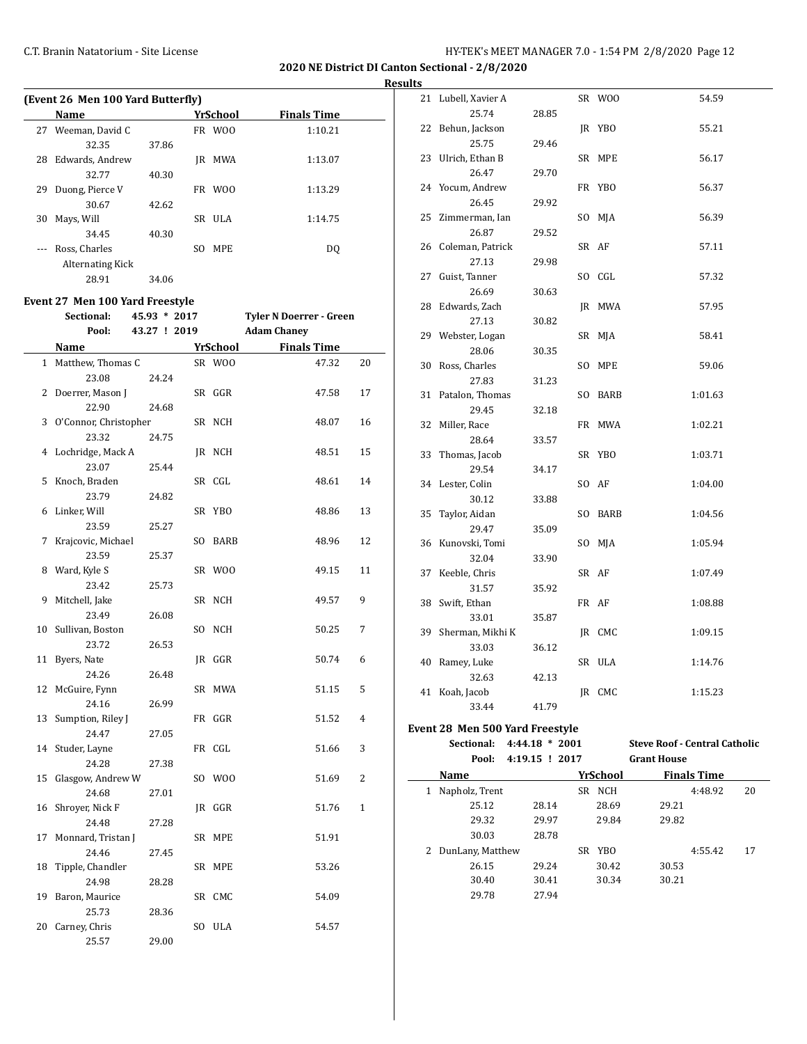**2020 NE District DI Canton Sectional - 2/8/2020**

**Results**

### (Event 26 Men 100 Yard Butterfly)

| | Name | Yr | School | Finals Time | |
|---|---|---|---|---|---|
| 27 | Weeman, David C | FR | WOO | 1:10.21 | |
| | 32.35 | 37.86 | | | |
| 28 | Edwards, Andrew | JR | MWA | 1:13.07 | |
| | 32.77 | 40.30 | | | |
| 29 | Duong, Pierce V | FR | WOO | 1:13.29 | |
| | 30.67 | 42.62 | | | |
| 30 | Mays, Will | SR | ULA | 1:14.75 | |
| | 34.45 | 40.30 | | | |
| --- | Ross, Charles | SO | MPE | DQ | |
| | Alternating Kick | | | | |
| | 28.91 | 34.06 | | | |

### Event 27 Men 100 Yard Freestyle

Sectional: 45.93 * 2017 Tyler N Doerrer - Green

Pool: 43.27 ! 2019 Adam Chaney

| | Name | Yr | School | Finals Time | Points |
|---|---|---|---|---|---|
| 1 | Matthew, Thomas C | SR | WOO | 47.32 | 20 |
| | 23.08 | 24.24 | | | |
| 2 | Doerrer, Mason J | SR | GGR | 47.58 | 17 |
| | 22.90 | 24.68 | | | |
| 3 | O'Connor, Christopher | SR | NCH | 48.07 | 16 |
| | 23.32 | 24.75 | | | |
| 4 | Lochridge, Mack A | JR | NCH | 48.51 | 15 |
| | 23.07 | 25.44 | | | |
| 5 | Knoch, Braden | SR | CGL | 48.61 | 14 |
| | 23.79 | 24.82 | | | |
| 6 | Linker, Will | SR | YBO | 48.86 | 13 |
| | 23.59 | 25.27 | | | |
| 7 | Krajcovic, Michael | SO | BARB | 48.96 | 12 |
| | 23.59 | 25.37 | | | |
| 8 | Ward, Kyle S | SR | WOO | 49.15 | 11 |
| | 23.42 | 25.73 | | | |
| 9 | Mitchell, Jake | SR | NCH | 49.57 | 9 |
| | 23.49 | 26.08 | | | |
| 10 | Sullivan, Boston | SO | NCH | 50.25 | 7 |
| | 23.72 | 26.53 | | | |
| 11 | Byers, Nate | JR | GGR | 50.74 | 6 |
| | 24.26 | 26.48 | | | |
| 12 | McGuire, Fynn | SR | MWA | 51.15 | 5 |
| | 24.16 | 26.99 | | | |
| 13 | Sumption, Riley J | FR | GGR | 51.52 | 4 |
| | 24.47 | 27.05 | | | |
| 14 | Studer, Layne | FR | CGL | 51.66 | 3 |
| | 24.28 | 27.38 | | | |
| 15 | Glasgow, Andrew W | SO | WOO | 51.69 | 2 |
| | 24.68 | 27.01 | | | |
| 16 | Shroyer, Nick F | JR | GGR | 51.76 | 1 |
| | 24.48 | 27.28 | | | |
| 17 | Monnard, Tristan J | SR | MPE | 51.91 | |
| | 24.46 | 27.45 | | | |
| 18 | Tipple, Chandler | SR | MPE | 53.26 | |
| | 24.98 | 28.28 | | | |
| 19 | Baron, Maurice | SR | CMC | 54.09 | |
| | 25.73 | 28.36 | | | |
| 20 | Carney, Chris | SO | ULA | 54.57 | |
| | 25.57 | 29.00 | | | |
| 21 | Lubell, Xavier A | SR | WOO | 54.59 | |
| | 25.74 | 28.85 | | | |
| 22 | Behun, Jackson | JR | YBO | 55.21 | |
| | 25.75 | 29.46 | | | |
| 23 | Ulrich, Ethan B | SR | MPE | 56.17 | |
| | 26.47 | 29.70 | | | |
| 24 | Yocum, Andrew | FR | YBO | 56.37 | |
| | 26.45 | 29.92 | | | |
| 25 | Zimmerman, Ian | SO | MJA | 56.39 | |
| | 26.87 | 29.52 | | | |
| 26 | Coleman, Patrick | SR | AF | 57.11 | |
| | 27.13 | 29.98 | | | |
| 27 | Guist, Tanner | SO | CGL | 57.32 | |
| | 26.69 | 30.63 | | | |
| 28 | Edwards, Zach | JR | MWA | 57.95 | |
| | 27.13 | 30.82 | | | |
| 29 | Webster, Logan | SR | MJA | 58.41 | |
| | 28.06 | 30.35 | | | |
| 30 | Ross, Charles | SO | MPE | 59.06 | |
| | 27.83 | 31.23 | | | |
| 31 | Patalon, Thomas | SO | BARB | 1:01.63 | |
| | 29.45 | 32.18 | | | |
| 32 | Miller, Race | FR | MWA | 1:02.21 | |
| | 28.64 | 33.57 | | | |
| 33 | Thomas, Jacob | SR | YBO | 1:03.71 | |
| | 29.54 | 34.17 | | | |
| 34 | Lester, Colin | SO | AF | 1:04.00 | |
| | 30.12 | 33.88 | | | |
| 35 | Taylor, Aidan | SO | BARB | 1:04.56 | |
| | 29.47 | 35.09 | | | |
| 36 | Kunovski, Tomi | SO | MJA | 1:05.94 | |
| | 32.04 | 33.90 | | | |
| 37 | Keeble, Chris | SR | AF | 1:07.49 | |
| | 31.57 | 35.92 | | | |
| 38 | Swift, Ethan | FR | AF | 1:08.88 | |
| | 33.01 | 35.87 | | | |
| 39 | Sherman, Mikhi K | JR | CMC | 1:09.15 | |
| | 33.03 | 36.12 | | | |
| 40 | Ramey, Luke | SR | ULA | 1:14.76 | |
| | 32.63 | 42.13 | | | |
| 41 | Koah, Jacob | JR | CMC | 1:15.23 | |
| | 33.44 | 41.79 | | | |

### Event 28 Men 500 Yard Freestyle

Sectional: 4:44.18 * 2001 Steve Roof - Central Catholic

Pool: 4:19.15 ! 2017 Grant House

| | Name | Yr | School | Finals Time | Points |
|---|---|---|---|---|---|
| 1 | Napholz, Trent | SR | NCH | 4:48.92 | 20 |
| | 25.12 | 28.14 | 28.69 | 29.21 | |
| | 29.32 | 29.97 | 29.84 | 29.82 | |
| | 30.03 | 28.78 | | | |
| 2 | DunLany, Matthew | SR | YBO | 4:55.42 | 17 |
| | 26.15 | 29.24 | 30.42 | 30.53 | |
| | 30.40 | 30.41 | 30.34 | 30.21 | |
| | 29.78 | 27.94 | | | |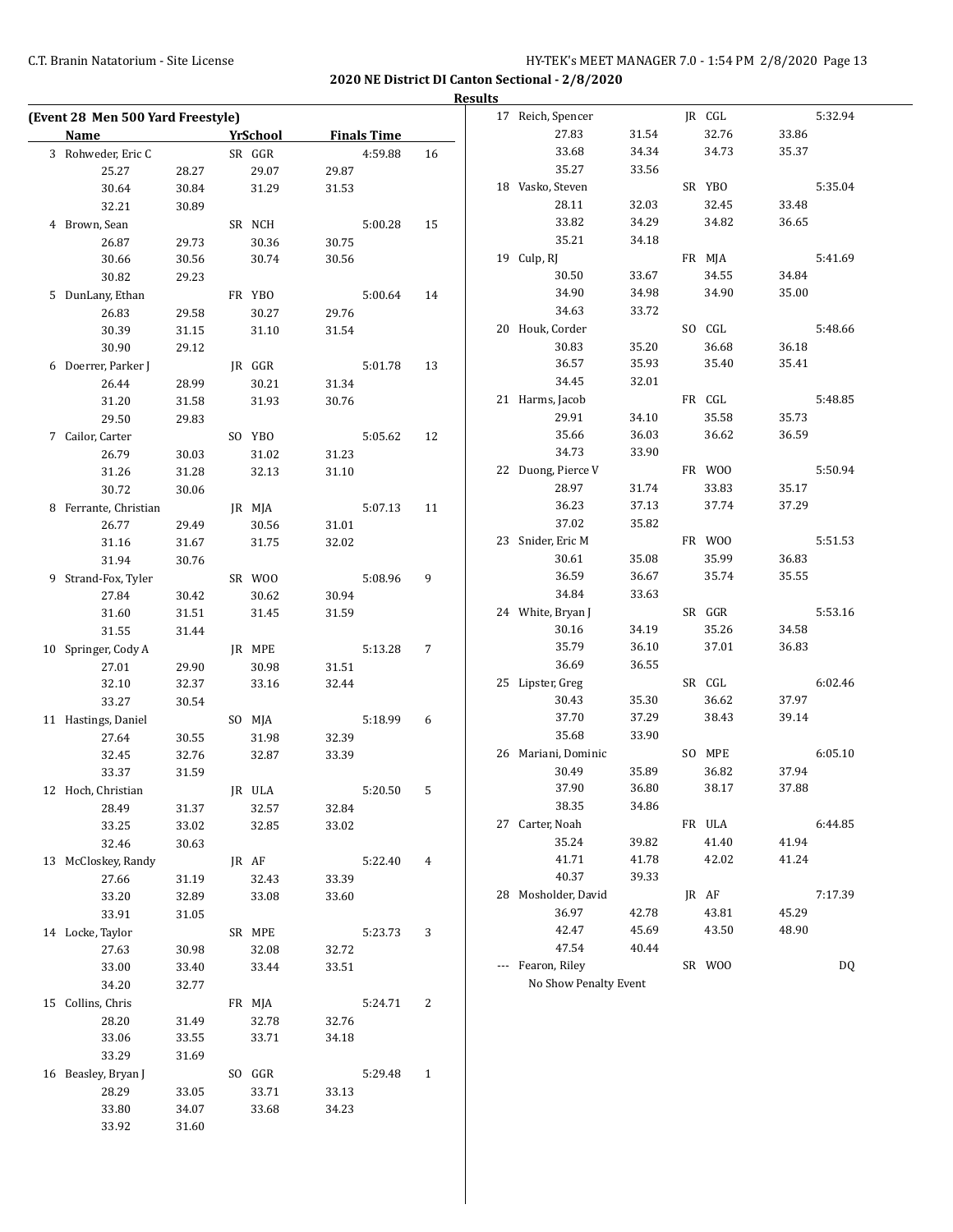**2020 NE District DI Canton Sectional - 2/8/2020**

**Results**

**(Event 28 Men 500 Yard Freestyle)**

| | Name | Yr | School | Finals Time | |
|---|---|---|---|---|---|
| 3 | Rohweder, Eric C | SR | GGR | 4:59.88 | 16 |
| | 25.27 28.27 29.07 29.87 30.64 30.84 31.29 31.53 32.21 30.89 | | | | |
| 4 | Brown, Sean | SR | NCH | 5:00.28 | 15 |
| | 26.87 29.73 30.36 30.75 30.66 30.56 30.74 30.56 30.82 29.23 | | | | |
| 5 | DunLany, Ethan | FR | YBO | 5:00.64 | 14 |
| | 26.83 29.58 30.27 29.76 30.39 31.15 31.10 31.54 30.90 29.12 | | | | |
| 6 | Doerrer, Parker J | JR | GGR | 5:01.78 | 13 |
| | 26.44 28.99 30.21 31.34 31.20 31.58 31.93 30.76 29.50 29.83 | | | | |
| 7 | Cailor, Carter | SO | YBO | 5:05.62 | 12 |
| | 26.79 30.03 31.02 31.23 31.26 31.28 32.13 31.10 30.72 30.06 | | | | |
| 8 | Ferrante, Christian | JR | MJA | 5:07.13 | 11 |
| | 26.77 29.49 30.56 31.01 31.16 31.67 31.75 32.02 31.94 30.76 | | | | |
| 9 | Strand-Fox, Tyler | SR | WOO | 5:08.96 | 9 |
| | 27.84 30.42 30.62 30.94 31.60 31.51 31.45 31.59 31.55 31.44 | | | | |
| 10 | Springer, Cody A | JR | MPE | 5:13.28 | 7 |
| | 27.01 29.90 30.98 31.51 32.10 32.37 33.16 32.44 33.27 30.54 | | | | |
| 11 | Hastings, Daniel | SO | MJA | 5:18.99 | 6 |
| | 27.64 30.55 31.98 32.39 32.45 32.76 32.87 33.39 33.37 31.59 | | | | |
| 12 | Hoch, Christian | JR | ULA | 5:20.50 | 5 |
| | 28.49 31.37 32.57 32.84 33.25 33.02 32.85 33.02 32.46 30.63 | | | | |
| 13 | McCloskey, Randy | JR | AF | 5:22.40 | 4 |
| | 27.66 31.19 32.43 33.39 33.20 32.89 33.08 33.60 33.91 31.05 | | | | |
| 14 | Locke, Taylor | SR | MPE | 5:23.73 | 3 |
| | 27.63 30.98 32.08 32.72 33.00 33.40 33.44 33.51 34.20 32.77 | | | | |
| 15 | Collins, Chris | FR | MJA | 5:24.71 | 2 |
| | 28.20 31.49 32.78 32.76 33.06 33.55 33.71 34.18 33.29 31.69 | | | | |
| 16 | Beasley, Bryan J | SO | GGR | 5:29.48 | 1 |
| | 28.29 33.05 33.71 33.13 33.80 34.07 33.68 34.23 33.92 31.60 | | | | |
| 17 | Reich, Spencer | JR | CGL | 5:32.94 | |
| | 27.83 31.54 32.76 33.86 33.68 34.34 34.73 35.37 35.27 33.56 | | | | |
| 18 | Vasko, Steven | SR | YBO | 5:35.04 | |
| | 28.11 32.03 32.45 33.48 33.82 34.29 34.82 36.65 35.21 34.18 | | | | |
| 19 | Culp, RJ | FR | MJA | 5:41.69 | |
| | 30.50 33.67 34.55 34.84 34.90 34.98 34.90 35.00 34.63 33.72 | | | | |
| 20 | Houk, Corder | SO | CGL | 5:48.66 | |
| | 30.83 35.20 36.68 36.18 36.57 35.93 35.40 35.41 34.45 32.01 | | | | |
| 21 | Harms, Jacob | FR | CGL | 5:48.85 | |
| | 29.91 34.10 35.58 35.73 35.66 36.03 36.62 36.59 34.73 33.90 | | | | |
| 22 | Duong, Pierce V | FR | WOO | 5:50.94 | |
| | 28.97 31.74 33.83 35.17 36.23 37.13 37.74 37.29 37.02 35.82 | | | | |
| 23 | Snider, Eric M | FR | WOO | 5:51.53 | |
| | 30.61 35.08 35.99 36.83 36.59 36.67 35.74 35.55 34.84 33.63 | | | | |
| 24 | White, Bryan J | SR | GGR | 5:53.16 | |
| | 30.16 34.19 35.26 34.58 35.79 36.10 37.01 36.83 36.69 36.55 | | | | |
| 25 | Lipster, Greg | SR | CGL | 6:02.46 | |
| | 30.43 35.30 36.62 37.97 37.70 37.29 38.43 39.14 35.68 33.90 | | | | |
| 26 | Mariani, Dominic | SO | MPE | 6:05.10 | |
| | 30.49 35.89 36.82 37.94 37.90 36.80 38.17 37.88 38.35 34.86 | | | | |
| 27 | Carter, Noah | FR | ULA | 6:44.85 | |
| | 35.24 39.82 41.40 41.94 41.71 41.78 42.02 41.24 40.37 39.33 | | | | |
| 28 | Mosholder, David | JR | AF | 7:17.39 | |
| | 36.97 42.78 43.81 45.29 42.47 45.69 43.50 48.90 47.54 40.44 | | | | |
| --- | Fearon, Riley | SR | WOO | DQ | |
| | No Show Penalty Event | | | | |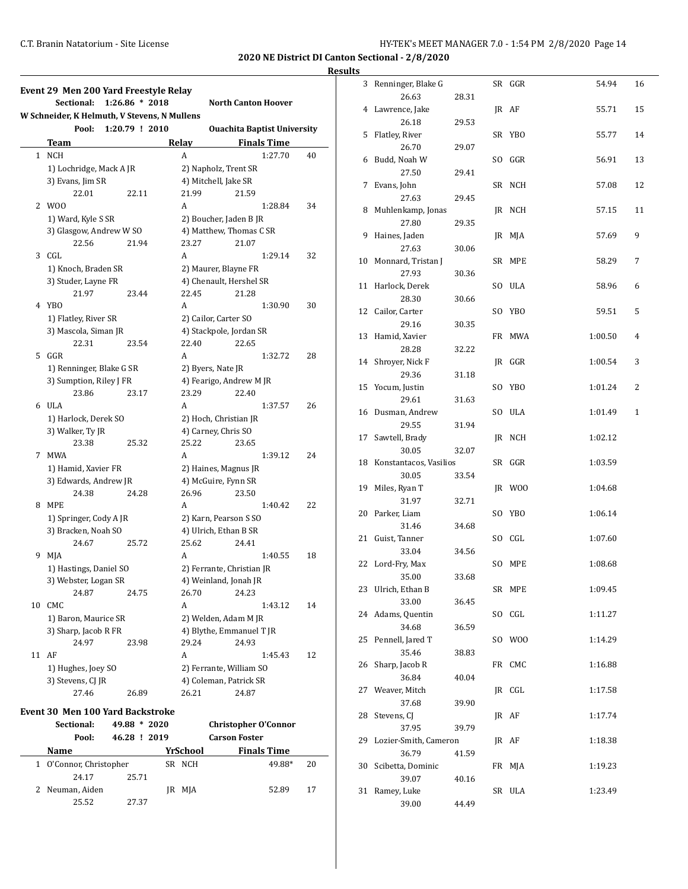2020 NE District DI Canton Sectional - 2/8/2020

Results

### Event 29 Men 200 Yard Freestyle Relay

Sectional: 1:26.86 * 2018 North Canton Hoover
W Schneider, K Helmuth, V Stevens, N Mullens

Pool: 1:20.79 ! 2010 Ouachita Baptist University

| | Team | Relay | Finals Time | Points |
|---|---|---|---|---|
| 1 | NCH | A | 1:27.70 | 40 |
| | 1) Lochridge, Mack A JR; 2) Napholz, Trent SR; 3) Evans, Jim SR; 4) Mitchell, Jake SR | | | |
| | 22.01 / 22.11 / 21.99 / 21.59 | | | |
| 2 | WOO | A | 1:28.84 | 34 |
| | 1) Ward, Kyle S SR; 2) Boucher, Jaden B JR; 3) Glasgow, Andrew W SO; 4) Matthew, Thomas C SR | | | |
| | 22.56 / 21.94 / 23.27 / 21.07 | | | |
| 3 | CGL | A | 1:29.14 | 32 |
| | 1) Knoch, Braden SR; 2) Maurer, Blayne FR; 3) Studer, Layne FR; 4) Chenault, Hershel SR | | | |
| | 21.97 / 23.44 / 22.45 / 21.28 | | | |
| 4 | YBO | A | 1:30.90 | 30 |
| | 1) Flatley, River SR; 2) Cailor, Carter SO; 3) Mascola, Siman JR; 4) Stackpole, Jordan SR | | | |
| | 22.31 / 23.54 / 22.40 / 22.65 | | | |
| 5 | GGR | A | 1:32.72 | 28 |
| | 1) Renninger, Blake G SR; 2) Byers, Nate JR; 3) Sumption, Riley J FR; 4) Fearigo, Andrew M JR | | | |
| | 23.86 / 23.17 / 23.29 / 22.40 | | | |
| 6 | ULA | A | 1:37.57 | 26 |
| | 1) Harlock, Derek SO; 2) Hoch, Christian JR; 3) Walker, Ty JR; 4) Carney, Chris SO | | | |
| | 23.38 / 25.32 / 25.22 / 23.65 | | | |
| 7 | MWA | A | 1:39.12 | 24 |
| | 1) Hamid, Xavier FR; 2) Haines, Magnus JR; 3) Edwards, Andrew JR; 4) McGuire, Fynn SR | | | |
| | 24.38 / 24.28 / 26.96 / 23.50 | | | |
| 8 | MPE | A | 1:40.42 | 22 |
| | 1) Springer, Cody A JR; 2) Karn, Pearson S SO; 3) Bracken, Noah SO; 4) Ulrich, Ethan B SR | | | |
| | 24.67 / 25.72 / 25.62 / 24.41 | | | |
| 9 | MJA | A | 1:40.55 | 18 |
| | 1) Hastings, Daniel SO; 2) Ferrante, Christian JR; 3) Webster, Logan SR; 4) Weinland, Jonah JR | | | |
| | 24.87 / 24.75 / 26.70 / 24.23 | | | |
| 10 | CMC | A | 1:43.12 | 14 |
| | 1) Baron, Maurice SR; 2) Welden, Adam M JR; 3) Sharp, Jacob R FR; 4) Blythe, Emmanuel T JR | | | |
| | 24.97 / 23.98 / 29.24 / 24.93 | | | |
| 11 | AF | A | 1:45.43 | 12 |
| | 1) Hughes, Joey SO; 2) Ferrante, William SO; 3) Stevens, CJ JR; 4) Coleman, Patrick SR | | | |
| | 27.46 / 26.89 / 26.21 / 24.87 | | | |

### Event 30 Men 100 Yard Backstroke

Sectional: 49.88 * 2020 Christopher O'Connor

Pool: 46.28 ! 2019 Carson Foster

| | Name | Yr | School | Finals Time | Points |
|---|---|---|---|---|---|
| 1 | O'Connor, Christopher | SR | NCH | 49.88* | 20 |
| | 24.17 / 25.71 | | | | |
| 2 | Neuman, Aiden | JR | MJA | 52.89 | 17 |
| | 25.52 / 27.37 | | | | |
| 3 | Renninger, Blake G | SR | GGR | 54.94 | 16 |
| | 26.63 / 28.31 | | | | |
| 4 | Lawrence, Jake | JR | AF | 55.71 | 15 |
| | 26.18 / 29.53 | | | | |
| 5 | Flatley, River | SR | YBO | 55.77 | 14 |
| | 26.70 / 29.07 | | | | |
| 6 | Budd, Noah W | SO | GGR | 56.91 | 13 |
| | 27.50 / 29.41 | | | | |
| 7 | Evans, John | SR | NCH | 57.08 | 12 |
| | 27.63 / 29.45 | | | | |
| 8 | Muhlenkamp, Jonas | JR | NCH | 57.15 | 11 |
| | 27.80 / 29.35 | | | | |
| 9 | Haines, Jaden | JR | MJA | 57.69 | 9 |
| | 27.63 / 30.06 | | | | |
| 10 | Monnard, Tristan J | SR | MPE | 58.29 | 7 |
| | 27.93 / 30.36 | | | | |
| 11 | Harlock, Derek | SO | ULA | 58.96 | 6 |
| | 28.30 / 30.66 | | | | |
| 12 | Cailor, Carter | SO | YBO | 59.51 | 5 |
| | 29.16 / 30.35 | | | | |
| 13 | Hamid, Xavier | FR | MWA | 1:00.50 | 4 |
| | 28.28 / 32.22 | | | | |
| 14 | Shroyer, Nick F | JR | GGR | 1:00.54 | 3 |
| | 29.36 / 31.18 | | | | |
| 15 | Yocum, Justin | SO | YBO | 1:01.24 | 2 |
| | 29.61 / 31.63 | | | | |
| 16 | Dusman, Andrew | SO | ULA | 1:01.49 | 1 |
| | 29.55 / 31.94 | | | | |
| 17 | Sawtell, Brady | JR | NCH | 1:02.12 | |
| | 30.05 / 32.07 | | | | |
| 18 | Konstantacos, Vasilios | SR | GGR | 1:03.59 | |
| | 30.05 / 33.54 | | | | |
| 19 | Miles, Ryan T | JR | WOO | 1:04.68 | |
| | 31.97 / 32.71 | | | | |
| 20 | Parker, Liam | SO | YBO | 1:06.14 | |
| | 31.46 / 34.68 | | | | |
| 21 | Guist, Tanner | SO | CGL | 1:07.60 | |
| | 33.04 / 34.56 | | | | |
| 22 | Lord-Fry, Max | SO | MPE | 1:08.68 | |
| | 35.00 / 33.68 | | | | |
| 23 | Ulrich, Ethan B | SR | MPE | 1:09.45 | |
| | 33.00 / 36.45 | | | | |
| 24 | Adams, Quentin | SO | CGL | 1:11.27 | |
| | 34.68 / 36.59 | | | | |
| 25 | Pennell, Jared T | SO | WOO | 1:14.29 | |
| | 35.46 / 38.83 | | | | |
| 26 | Sharp, Jacob R | FR | CMC | 1:16.88 | |
| | 36.84 / 40.04 | | | | |
| 27 | Weaver, Mitch | JR | CGL | 1:17.58 | |
| | 37.68 / 39.90 | | | | |
| 28 | Stevens, CJ | JR | AF | 1:17.74 | |
| | 37.95 / 39.79 | | | | |
| 29 | Lozier-Smith, Cameron | JR | AF | 1:18.38 | |
| | 36.79 / 41.59 | | | | |
| 30 | Scibetta, Dominic | FR | MJA | 1:19.23 | |
| | 39.07 / 40.16 | | | | |
| 31 | Ramey, Luke | SR | ULA | 1:23.49 | |
| | 39.00 / 44.49 | | | | |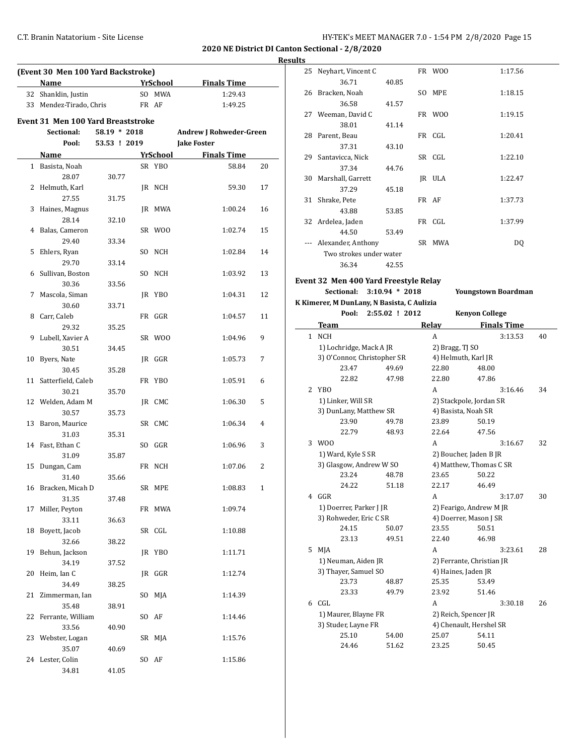**2020 NE District DI Canton Sectional - 2/8/2020**

**Results**

**(Event 30 Men 100 Yard Backstroke)**

| | Name | Yr | School | Finals Time | |
|---|---|---|---|---|---|
| 32 | Shanklin, Justin | SO | MWA | 1:29.43 | |
| 33 | Mendez-Tirado, Chris | FR | AF | 1:49.25 | |

**Event 31 Men 100 Yard Breaststroke**

Sectional: 58.19 * 2018 Andrew J Rohweder-Green

Pool: 53.53 ! 2019 Jake Foster

| | Name | Yr | School | Finals Time | Points |
|---|---|---|---|---|---|
| 1 | Basista, Noah | SR | YBO | 58.84 | 20 |
| | 28.07 | 30.77 | | | |
| 2 | Helmuth, Karl | JR | NCH | 59.30 | 17 |
| | 27.55 | 31.75 | | | |
| 3 | Haines, Magnus | JR | MWA | 1:00.24 | 16 |
| | 28.14 | 32.10 | | | |
| 4 | Balas, Cameron | SR | WOO | 1:02.74 | 15 |
| | 29.40 | 33.34 | | | |
| 5 | Ehlers, Ryan | SO | NCH | 1:02.84 | 14 |
| | 29.70 | 33.14 | | | |
| 6 | Sullivan, Boston | SO | NCH | 1:03.92 | 13 |
| | 30.36 | 33.56 | | | |
| 7 | Mascola, Siman | JR | YBO | 1:04.31 | 12 |
| | 30.60 | 33.71 | | | |
| 8 | Carr, Caleb | FR | GGR | 1:04.57 | 11 |
| | 29.32 | 35.25 | | | |
| 9 | Lubell, Xavier A | SR | WOO | 1:04.96 | 9 |
| | 30.51 | 34.45 | | | |
| 10 | Byers, Nate | JR | GGR | 1:05.73 | 7 |
| | 30.45 | 35.28 | | | |
| 11 | Satterfield, Caleb | FR | YBO | 1:05.91 | 6 |
| | 30.21 | 35.70 | | | |
| 12 | Welden, Adam M | JR | CMC | 1:06.30 | 5 |
| | 30.57 | 35.73 | | | |
| 13 | Baron, Maurice | SR | CMC | 1:06.34 | 4 |
| | 31.03 | 35.31 | | | |
| 14 | Fast, Ethan C | SO | GGR | 1:06.96 | 3 |
| | 31.09 | 35.87 | | | |
| 15 | Dungan, Cam | FR | NCH | 1:07.06 | 2 |
| | 31.40 | 35.66 | | | |
| 16 | Bracken, Micah D | SR | MPE | 1:08.83 | 1 |
| | 31.35 | 37.48 | | | |
| 17 | Miller, Peyton | FR | MWA | 1:09.74 | |
| | 33.11 | 36.63 | | | |
| 18 | Boyett, Jacob | SR | CGL | 1:10.88 | |
| | 32.66 | 38.22 | | | |
| 19 | Behun, Jackson | JR | YBO | 1:11.71 | |
| | 34.19 | 37.52 | | | |
| 20 | Heim, Ian C | JR | GGR | 1:12.74 | |
| | 34.49 | 38.25 | | | |
| 21 | Zimmerman, Ian | SO | MJA | 1:14.39 | |
| | 35.48 | 38.91 | | | |
| 22 | Ferrante, William | SO | AF | 1:14.46 | |
| | 33.56 | 40.90 | | | |
| 23 | Webster, Logan | SR | MJA | 1:15.76 | |
| | 35.07 | 40.69 | | | |
| 24 | Lester, Colin | SO | AF | 1:15.86 | |
| | 34.81 | 41.05 | | | |
| 25 | Neyhart, Vincent C | FR | WOO | 1:17.56 | |
| | 36.71 | 40.85 | | | |
| 26 | Bracken, Noah | SO | MPE | 1:18.15 | |
| | 36.58 | 41.57 | | | |
| 27 | Weeman, David C | FR | WOO | 1:19.15 | |
| | 38.01 | 41.14 | | | |
| 28 | Parent, Beau | FR | CGL | 1:20.41 | |
| | 37.31 | 43.10 | | | |
| 29 | Santavicca, Nick | SR | CGL | 1:22.10 | |
| | 37.34 | 44.76 | | | |
| 30 | Marshall, Garrett | JR | ULA | 1:22.47 | |
| | 37.29 | 45.18 | | | |
| 31 | Shrake, Pete | FR | AF | 1:37.73 | |
| | 43.88 | 53.85 | | | |
| 32 | Ardelea, Jaden | FR | CGL | 1:37.99 | |
| | 44.50 | 53.49 | | | |
| --- | Alexander, Anthony | SR | MWA | DQ | |
| | Two strokes under water | | | | |
| | 36.34 | 42.55 | | | |

**Event 32 Men 400 Yard Freestyle Relay**

Sectional: 3:10.94 * 2018 Youngstown Boardman
K Kimerer, M DunLany, N Basista, C Aulizia

Pool: 2:55.02 ! 2012 Kenyon College

| | Team | | Relay | Finals Time | Points |
|---|---|---|---|---|---|
| 1 | NCH | | A | 3:13.53 | 40 |
| | 1) Lochridge, Mack A JR | | 2) Bragg, TJ SO | | |
| | 3) O'Connor, Christopher SR | | 4) Helmuth, Karl JR | | |
| | 23.47 | 49.69 | 22.80 | 48.00 | |
| | 22.82 | 47.98 | 22.80 | 47.86 | |
| 2 | YBO | | A | 3:16.46 | 34 |
| | 1) Linker, Will SR | | 2) Stackpole, Jordan SR | | |
| | 3) DunLany, Matthew SR | | 4) Basista, Noah SR | | |
| | 23.90 | 49.78 | 23.89 | 50.19 | |
| | 22.79 | 48.93 | 22.64 | 47.56 | |
| 3 | WOO | | A | 3:16.67 | 32 |
| | 1) Ward, Kyle S SR | | 2) Boucher, Jaden B JR | | |
| | 3) Glasgow, Andrew W SO | | 4) Matthew, Thomas C SR | | |
| | 23.24 | 48.78 | 23.65 | 50.22 | |
| | 24.22 | 51.18 | 22.17 | 46.49 | |
| 4 | GGR | | A | 3:17.07 | 30 |
| | 1) Doerrer, Parker J JR | | 2) Fearigo, Andrew M JR | | |
| | 3) Rohweder, Eric C SR | | 4) Doerrer, Mason J SR | | |
| | 24.15 | 50.07 | 23.55 | 50.51 | |
| | 23.13 | 49.51 | 22.40 | 46.98 | |
| 5 | MJA | | A | 3:23.61 | 28 |
| | 1) Neuman, Aiden JR | | 2) Ferrante, Christian JR | | |
| | 3) Thayer, Samuel SO | | 4) Haines, Jaden JR | | |
| | 23.73 | 48.87 | 25.35 | 53.49 | |
| | 23.33 | 49.79 | 23.92 | 51.46 | |
| 6 | CGL | | A | 3:30.18 | 26 |
| | 1) Maurer, Blayne FR | | 2) Reich, Spencer JR | | |
| | 3) Studer, Layne FR | | 4) Chenault, Hershel SR | | |
| | 25.10 | 54.00 | 25.07 | 54.11 | |
| | 24.46 | 51.62 | 23.25 | 50.45 | |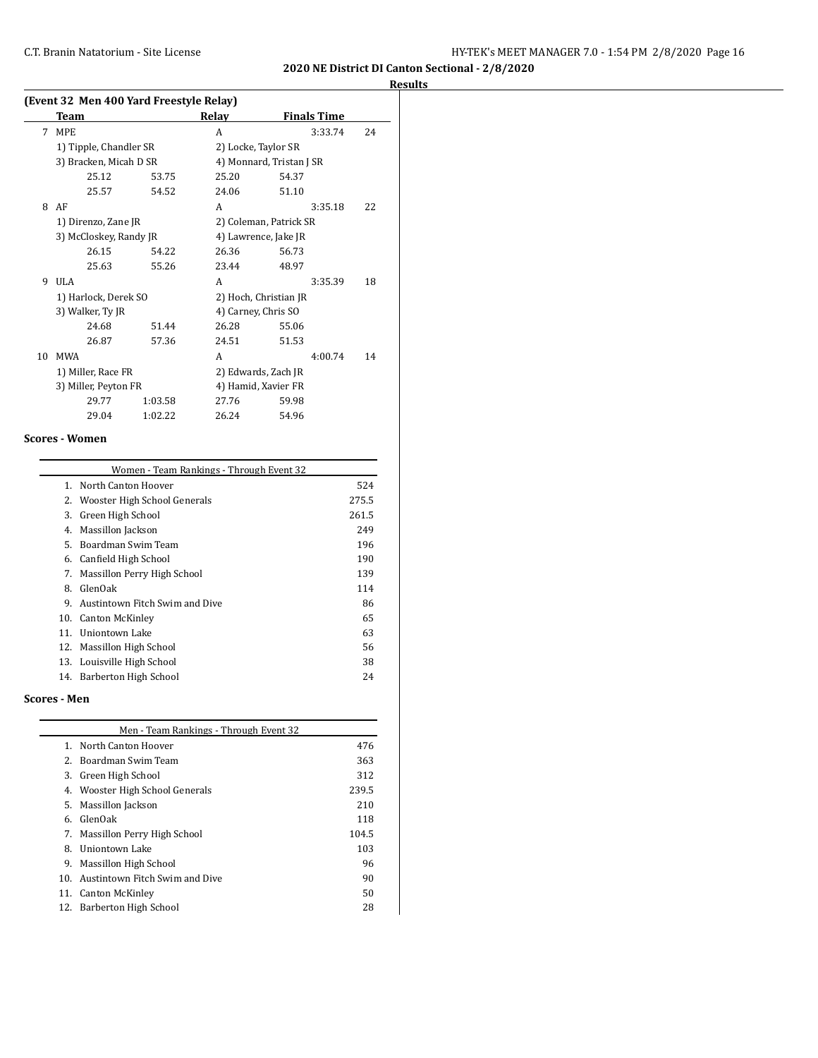## 2020 NE District DI Canton Sectional - 2/8/2020

### Results

**(Event 32 Men 400 Yard Freestyle Relay)**

| | Team | | Relay | Finals Time | |
|---|---|---|---|---|---|
| 7 | MPE | | A | 3:33.74 | 24 |
| | 1) Tipple, Chandler SR | | 2) Locke, Taylor SR | | |
| | 3) Bracken, Micah D SR | | 4) Monnard, Tristan J SR | | |
| | 25.12 | 53.75 | 25.20 | 54.37 | |
| | 25.57 | 54.52 | 24.06 | 51.10 | |
| 8 | AF | | A | 3:35.18 | 22 |
| | 1) Direnzo, Zane JR | | 2) Coleman, Patrick SR | | |
| | 3) McCloskey, Randy JR | | 4) Lawrence, Jake JR | | |
| | 26.15 | 54.22 | 26.36 | 56.73 | |
| | 25.63 | 55.26 | 23.44 | 48.97 | |
| 9 | ULA | | A | 3:35.39 | 18 |
| | 1) Harlock, Derek SO | | 2) Hoch, Christian JR | | |
| | 3) Walker, Ty JR | | 4) Carney, Chris SO | | |
| | 24.68 | 51.44 | 26.28 | 55.06 | |
| | 26.87 | 57.36 | 24.51 | 51.53 | |
| 10 | MWA | | A | 4:00.74 | 14 |
| | 1) Miller, Race FR | | 2) Edwards, Zach JR | | |
| | 3) Miller, Peyton FR | | 4) Hamid, Xavier FR | | |
| | 29.77 | 1:03.58 | 27.76 | 59.98 | |
| | 29.04 | 1:02.22 | 26.24 | 54.96 | |

### Scores - Women

| Women - Team Rankings - Through Event 32 | | |
|---|---|---|
| 1. | North Canton Hoover | 524 |
| 2. | Wooster High School Generals | 275.5 |
| 3. | Green High School | 261.5 |
| 4. | Massillon Jackson | 249 |
| 5. | Boardman Swim Team | 196 |
| 6. | Canfield High School | 190 |
| 7. | Massillon Perry High School | 139 |
| 8. | GlenOak | 114 |
| 9. | Austintown Fitch Swim and Dive | 86 |
| 10. | Canton McKinley | 65 |
| 11. | Uniontown Lake | 63 |
| 12. | Massillon High School | 56 |
| 13. | Louisville High School | 38 |
| 14. | Barberton High School | 24 |

### Scores - Men

| Men - Team Rankings - Through Event 32 | | |
|---|---|---|
| 1. | North Canton Hoover | 476 |
| 2. | Boardman Swim Team | 363 |
| 3. | Green High School | 312 |
| 4. | Wooster High School Generals | 239.5 |
| 5. | Massillon Jackson | 210 |
| 6. | GlenOak | 118 |
| 7. | Massillon Perry High School | 104.5 |
| 8. | Uniontown Lake | 103 |
| 9. | Massillon High School | 96 |
| 10. | Austintown Fitch Swim and Dive | 90 |
| 11. | Canton McKinley | 50 |
| 12. | Barberton High School | 28 |